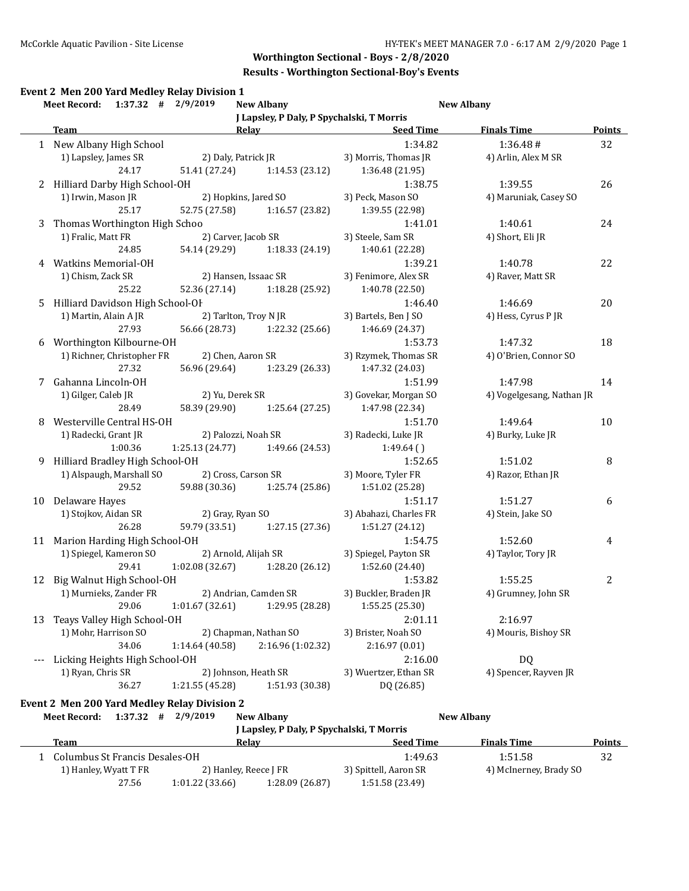**Worthington Sectional - Boys - 2/8/2020**

**Results - Worthington Sectional-Boy's Events**

### Event 2 Men 200 Yard Medley Relay Division 1

**Meet Record:** 1:37.32 # 2/9/2019 New Albany — New Albany
J Lapsley, P Daly, P Spychalski, T Morris

| | Team | Relay | Seed Time | Finals Time | Points |
|---|---|---|---|---|---|
| 1 | New Albany High School | | 1:34.82 | 1:36.48 # | 32 |
| | 1) Lapsley, James SR | 2) Daly, Patrick JR | 3) Morris, Thomas JR | 4) Arlin, Alex M SR | |
| | 24.17 | 51.41 (27.24) | 1:14.53 (23.12) | 1:36.48 (21.95) | |
| 2 | Hilliard Darby High School-OH | | 1:38.75 | 1:39.55 | 26 |
| | 1) Irwin, Mason JR | 2) Hopkins, Jared SO | 3) Peck, Mason SO | 4) Maruniak, Casey SO | |
| | 25.17 | 52.75 (27.58) | 1:16.57 (23.82) | 1:39.55 (22.98) | |
| 3 | Thomas Worthington High Schoo | | 1:41.01 | 1:40.61 | 24 |
| | 1) Fralic, Matt FR | 2) Carver, Jacob SR | 3) Steele, Sam SR | 4) Short, Eli JR | |
| | 24.85 | 54.14 (29.29) | 1:18.33 (24.19) | 1:40.61 (22.28) | |
| 4 | Watkins Memorial-OH | | 1:39.21 | 1:40.78 | 22 |
| | 1) Chism, Zack SR | 2) Hansen, Issaac SR | 3) Fenimore, Alex SR | 4) Raver, Matt SR | |
| | 25.22 | 52.36 (27.14) | 1:18.28 (25.92) | 1:40.78 (22.50) | |
| 5 | Hilliard Davidson High School-OH | | 1:46.40 | 1:46.69 | 20 |
| | 1) Martin, Alain A JR | 2) Tarlton, Troy N JR | 3) Bartels, Ben J SO | 4) Hess, Cyrus P JR | |
| | 27.93 | 56.66 (28.73) | 1:22.32 (25.66) | 1:46.69 (24.37) | |
| 6 | Worthington Kilbourne-OH | | 1:53.73 | 1:47.32 | 18 |
| | 1) Richner, Christopher FR | 2) Chen, Aaron SR | 3) Rzymek, Thomas SR | 4) O'Brien, Connor SO | |
| | 27.32 | 56.96 (29.64) | 1:23.29 (26.33) | 1:47.32 (24.03) | |
| 7 | Gahanna Lincoln-OH | | 1:51.99 | 1:47.98 | 14 |
| | 1) Gilger, Caleb JR | 2) Yu, Derek SR | 3) Govekar, Morgan SO | 4) Vogelgesang, Nathan JR | |
| | 28.49 | 58.39 (29.90) | 1:25.64 (27.25) | 1:47.98 (22.34) | |
| 8 | Westerville Central HS-OH | | 1:51.70 | 1:49.64 | 10 |
| | 1) Radecki, Grant JR | 2) Palozzi, Noah SR | 3) Radecki, Luke JR | 4) Burky, Luke JR | |
| | 1:00.36 | 1:25.13 (24.77) | 1:49.66 (24.53) | 1:49.64 ( ) | |
| 9 | Hilliard Bradley High School-OH | | 1:52.65 | 1:51.02 | 8 |
| | 1) Alspaugh, Marshall SO | 2) Cross, Carson SR | 3) Moore, Tyler FR | 4) Razor, Ethan JR | |
| | 29.52 | 59.88 (30.36) | 1:25.74 (25.86) | 1:51.02 (25.28) | |
| 10 | Delaware Hayes | | 1:51.17 | 1:51.27 | 6 |
| | 1) Stojkov, Aidan SR | 2) Gray, Ryan SO | 3) Abahazi, Charles FR | 4) Stein, Jake SO | |
| | 26.28 | 59.79 (33.51) | 1:27.15 (27.36) | 1:51.27 (24.12) | |
| 11 | Marion Harding High School-OH | | 1:54.75 | 1:52.60 | 4 |
| | 1) Spiegel, Kameron SO | 2) Arnold, Alijah SR | 3) Spiegel, Payton SR | 4) Taylor, Tory JR | |
| | 29.41 | 1:02.08 (32.67) | 1:28.20 (26.12) | 1:52.60 (24.40) | |
| 12 | Big Walnut High School-OH | | 1:53.82 | 1:55.25 | 2 |
| | 1) Murnieks, Zander FR | 2) Andrian, Camden SR | 3) Buckler, Braden JR | 4) Grumney, John SR | |
| | 29.06 | 1:01.67 (32.61) | 1:29.95 (28.28) | 1:55.25 (25.30) | |
| 13 | Teays Valley High School-OH | | 2:01.11 | 2:16.97 | |
| | 1) Mohr, Harrison SO | 2) Chapman, Nathan SO | 3) Brister, Noah SO | 4) Mouris, Bishoy SR | |
| | 34.06 | 1:14.64 (40.58) | 2:16.96 (1:02.32) | 2:16.97 (0.01) | |
| --- | Licking Heights High School-OH | | 2:16.00 | DQ | |
| | 1) Ryan, Chris SR | 2) Johnson, Heath SR | 3) Wuertzer, Ethan SR | 4) Spencer, Rayven JR | |
| | 36.27 | 1:21.55 (45.28) | 1:51.93 (30.38) | DQ (26.85) | |

### Event 2 Men 200 Yard Medley Relay Division 2

**Meet Record:** 1:37.32 # 2/9/2019 New Albany — New Albany
J Lapsley, P Daly, P Spychalski, T Morris

| | Team | Relay | Seed Time | Finals Time | Points |
|---|---|---|---|---|---|
| 1 | Columbus St Francis Desales-OH | | 1:49.63 | 1:51.58 | 32 |
| | 1) Hanley, Wyatt T FR | 2) Hanley, Reece J FR | 3) Spittell, Aaron SR | 4) McInerney, Brady SO | |
| | 27.56 | 1:01.22 (33.66) | 1:28.09 (26.87) | 1:51.58 (23.49) | |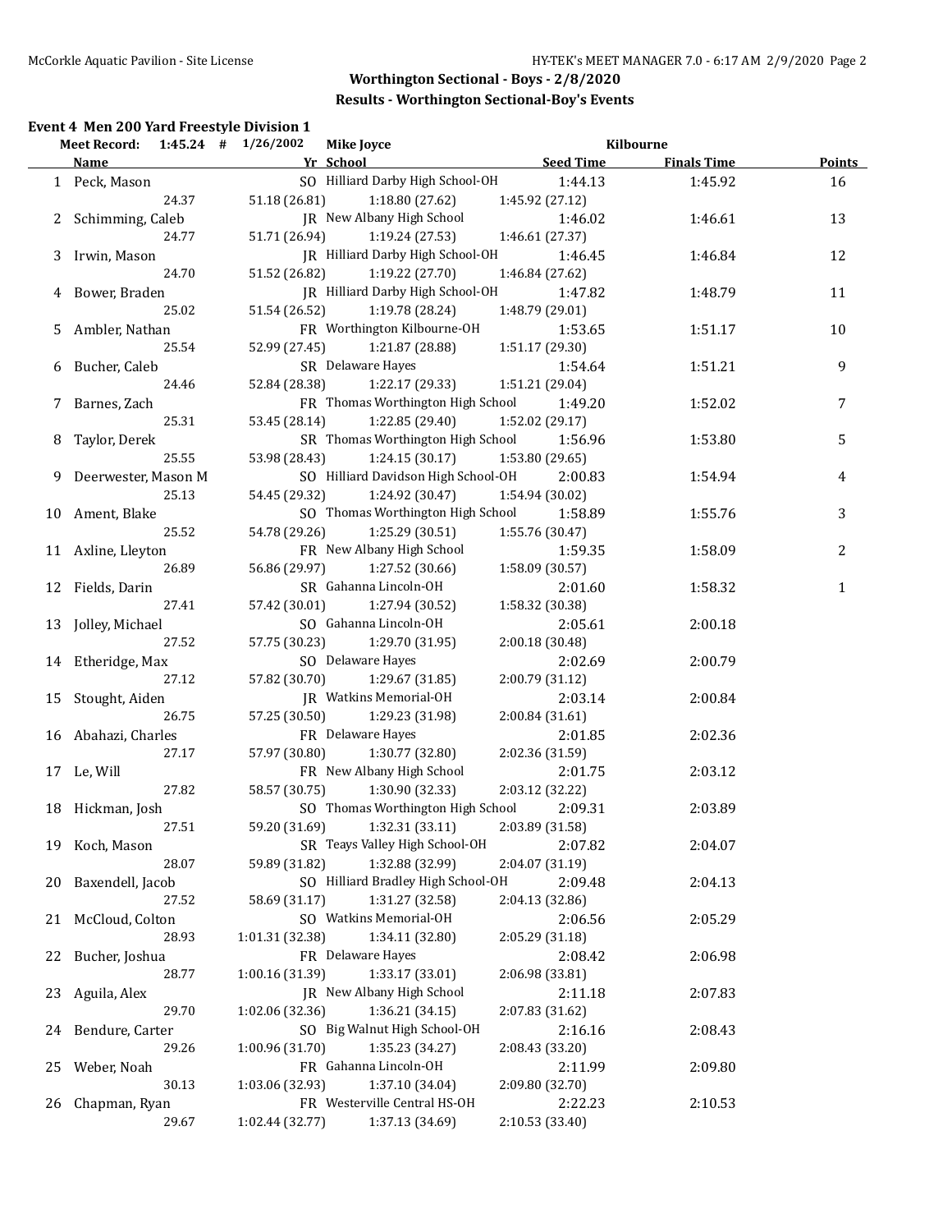## Worthington Sectional - Boys - 2/8/2020

### Results - Worthington Sectional-Boy's Events

#### Event 4 Men 200 Yard Freestyle Division 1

Meet Record: 1:45.24 # 1/26/2002 Mike Joyce Kilbourne

| | Name | Yr | School | Seed Time | Finals Time | Points |
|---|---|---|---|---|---|---|
| 1 | Peck, Mason | SO | Hilliard Darby High School-OH | 1:44.13 | 1:45.92 | 16 |
| | 24.37 | 51.18 (26.81) | 1:18.80 (27.62) | 1:45.92 (27.12) | | |
| 2 | Schimming, Caleb | JR | New Albany High School | 1:46.02 | 1:46.61 | 13 |
| | 24.77 | 51.71 (26.94) | 1:19.24 (27.53) | 1:46.61 (27.37) | | |
| 3 | Irwin, Mason | JR | Hilliard Darby High School-OH | 1:46.45 | 1:46.84 | 12 |
| | 24.70 | 51.52 (26.82) | 1:19.22 (27.70) | 1:46.84 (27.62) | | |
| 4 | Bower, Braden | JR | Hilliard Darby High School-OH | 1:47.82 | 1:48.79 | 11 |
| | 25.02 | 51.54 (26.52) | 1:19.78 (28.24) | 1:48.79 (29.01) | | |
| 5 | Ambler, Nathan | FR | Worthington Kilbourne-OH | 1:53.65 | 1:51.17 | 10 |
| | 25.54 | 52.99 (27.45) | 1:21.87 (28.88) | 1:51.17 (29.30) | | |
| 6 | Bucher, Caleb | SR | Delaware Hayes | 1:54.64 | 1:51.21 | 9 |
| | 24.46 | 52.84 (28.38) | 1:22.17 (29.33) | 1:51.21 (29.04) | | |
| 7 | Barnes, Zach | FR | Thomas Worthington High School | 1:49.20 | 1:52.02 | 7 |
| | 25.31 | 53.45 (28.14) | 1:22.85 (29.40) | 1:52.02 (29.17) | | |
| 8 | Taylor, Derek | SR | Thomas Worthington High School | 1:56.96 | 1:53.80 | 5 |
| | 25.55 | 53.98 (28.43) | 1:24.15 (30.17) | 1:53.80 (29.65) | | |
| 9 | Deerwester, Mason M | SO | Hilliard Davidson High School-OH | 2:00.83 | 1:54.94 | 4 |
| | 25.13 | 54.45 (29.32) | 1:24.92 (30.47) | 1:54.94 (30.02) | | |
| 10 | Ament, Blake | SO | Thomas Worthington High School | 1:58.89 | 1:55.76 | 3 |
| | 25.52 | 54.78 (29.26) | 1:25.29 (30.51) | 1:55.76 (30.47) | | |
| 11 | Axline, Lleyton | FR | New Albany High School | 1:59.35 | 1:58.09 | 2 |
| | 26.89 | 56.86 (29.97) | 1:27.52 (30.66) | 1:58.09 (30.57) | | |
| 12 | Fields, Darin | SR | Gahanna Lincoln-OH | 2:01.60 | 1:58.32 | 1 |
| | 27.41 | 57.42 (30.01) | 1:27.94 (30.52) | 1:58.32 (30.38) | | |
| 13 | Jolley, Michael | SO | Gahanna Lincoln-OH | 2:05.61 | 2:00.18 | |
| | 27.52 | 57.75 (30.23) | 1:29.70 (31.95) | 2:00.18 (30.48) | | |
| 14 | Etheridge, Max | SO | Delaware Hayes | 2:02.69 | 2:00.79 | |
| | 27.12 | 57.82 (30.70) | 1:29.67 (31.85) | 2:00.79 (31.12) | | |
| 15 | Stought, Aiden | JR | Watkins Memorial-OH | 2:03.14 | 2:00.84 | |
| | 26.75 | 57.25 (30.50) | 1:29.23 (31.98) | 2:00.84 (31.61) | | |
| 16 | Abahazi, Charles | FR | Delaware Hayes | 2:01.85 | 2:02.36 | |
| | 27.17 | 57.97 (30.80) | 1:30.77 (32.80) | 2:02.36 (31.59) | | |
| 17 | Le, Will | FR | New Albany High School | 2:01.75 | 2:03.12 | |
| | 27.82 | 58.57 (30.75) | 1:30.90 (32.33) | 2:03.12 (32.22) | | |
| 18 | Hickman, Josh | SO | Thomas Worthington High School | 2:09.31 | 2:03.89 | |
| | 27.51 | 59.20 (31.69) | 1:32.31 (33.11) | 2:03.89 (31.58) | | |
| 19 | Koch, Mason | SR | Teays Valley High School-OH | 2:07.82 | 2:04.07 | |
| | 28.07 | 59.89 (31.82) | 1:32.88 (32.99) | 2:04.07 (31.19) | | |
| 20 | Baxendell, Jacob | SO | Hilliard Bradley High School-OH | 2:09.48 | 2:04.13 | |
| | 27.52 | 58.69 (31.17) | 1:31.27 (32.58) | 2:04.13 (32.86) | | |
| 21 | McCloud, Colton | SO | Watkins Memorial-OH | 2:06.56 | 2:05.29 | |
| | 28.93 | 1:01.31 (32.38) | 1:34.11 (32.80) | 2:05.29 (31.18) | | |
| 22 | Bucher, Joshua | FR | Delaware Hayes | 2:08.42 | 2:06.98 | |
| | 28.77 | 1:00.16 (31.39) | 1:33.17 (33.01) | 2:06.98 (33.81) | | |
| 23 | Aguila, Alex | JR | New Albany High School | 2:11.18 | 2:07.83 | |
| | 29.70 | 1:02.06 (32.36) | 1:36.21 (34.15) | 2:07.83 (31.62) | | |
| 24 | Bendure, Carter | SO | Big Walnut High School-OH | 2:16.16 | 2:08.43 | |
| | 29.26 | 1:00.96 (31.70) | 1:35.23 (34.27) | 2:08.43 (33.20) | | |
| 25 | Weber, Noah | FR | Gahanna Lincoln-OH | 2:11.99 | 2:09.80 | |
| | 30.13 | 1:03.06 (32.93) | 1:37.10 (34.04) | 2:09.80 (32.70) | | |
| 26 | Chapman, Ryan | FR | Westerville Central HS-OH | 2:22.23 | 2:10.53 | |
| | 29.67 | 1:02.44 (32.77) | 1:37.13 (34.69) | 2:10.53 (33.40) | | |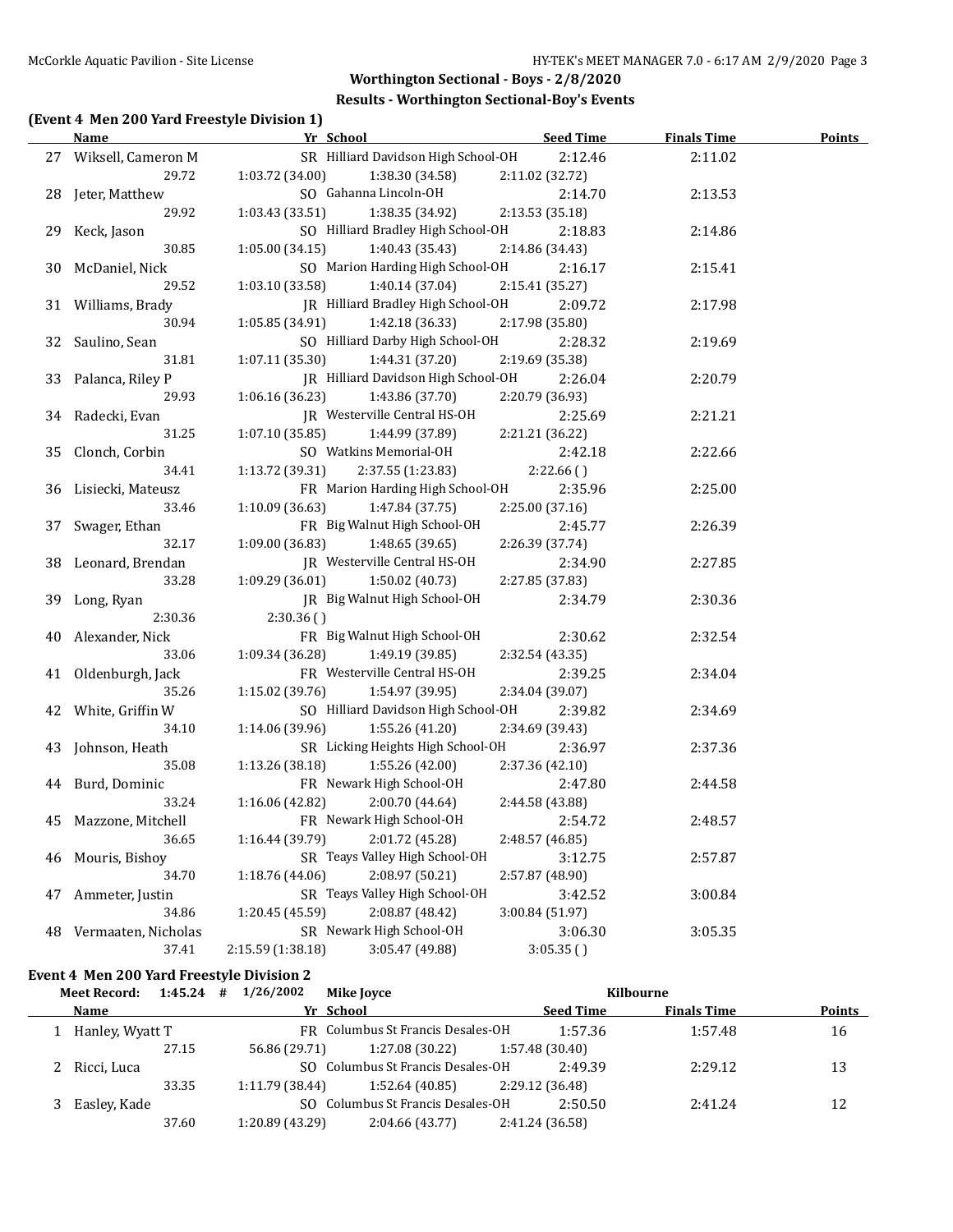## Worthington Sectional - Boys - 2/8/2020

### Results - Worthington Sectional-Boy's Events

### (Event 4 Men 200 Yard Freestyle Division 1)

| | Name | Yr | School | Seed Time | Finals Time | Points |
|---|---|---|---|---|---|---|
| 27 | Wiksell, Cameron M | SR | Hilliard Davidson High School-OH | 2:12.46 | 2:11.02 | |
| | 29.72 | 1:03.72 (34.00) | 1:38.30 (34.58) | 2:11.02 (32.72) | | |
| 28 | Jeter, Matthew | SO | Gahanna Lincoln-OH | 2:14.70 | 2:13.53 | |
| | 29.92 | 1:03.43 (33.51) | 1:38.35 (34.92) | 2:13.53 (35.18) | | |
| 29 | Keck, Jason | SO | Hilliard Bradley High School-OH | 2:18.83 | 2:14.86 | |
| | 30.85 | 1:05.00 (34.15) | 1:40.43 (35.43) | 2:14.86 (34.43) | | |
| 30 | McDaniel, Nick | SO | Marion Harding High School-OH | 2:16.17 | 2:15.41 | |
| | 29.52 | 1:03.10 (33.58) | 1:40.14 (37.04) | 2:15.41 (35.27) | | |
| 31 | Williams, Brady | JR | Hilliard Bradley High School-OH | 2:09.72 | 2:17.98 | |
| | 30.94 | 1:05.85 (34.91) | 1:42.18 (36.33) | 2:17.98 (35.80) | | |
| 32 | Saulino, Sean | SO | Hilliard Darby High School-OH | 2:28.32 | 2:19.69 | |
| | 31.81 | 1:07.11 (35.30) | 1:44.31 (37.20) | 2:19.69 (35.38) | | |
| 33 | Palanca, Riley P | JR | Hilliard Davidson High School-OH | 2:26.04 | 2:20.79 | |
| | 29.93 | 1:06.16 (36.23) | 1:43.86 (37.70) | 2:20.79 (36.93) | | |
| 34 | Radecki, Evan | JR | Westerville Central HS-OH | 2:25.69 | 2:21.21 | |
| | 31.25 | 1:07.10 (35.85) | 1:44.99 (37.89) | 2:21.21 (36.22) | | |
| 35 | Clonch, Corbin | SO | Watkins Memorial-OH | 2:42.18 | 2:22.66 | |
| | 34.41 | 1:13.72 (39.31) | 2:37.55 (1:23.83) | 2:22.66 ( ) | | |
| 36 | Lisiecki, Mateusz | FR | Marion Harding High School-OH | 2:35.96 | 2:25.00 | |
| | 33.46 | 1:10.09 (36.63) | 1:47.84 (37.75) | 2:25.00 (37.16) | | |
| 37 | Swager, Ethan | FR | Big Walnut High School-OH | 2:45.77 | 2:26.39 | |
| | 32.17 | 1:09.00 (36.83) | 1:48.65 (39.65) | 2:26.39 (37.74) | | |
| 38 | Leonard, Brendan | JR | Westerville Central HS-OH | 2:34.90 | 2:27.85 | |
| | 33.28 | 1:09.29 (36.01) | 1:50.02 (40.73) | 2:27.85 (37.83) | | |
| 39 | Long, Ryan | JR | Big Walnut High School-OH | 2:34.79 | 2:30.36 | |
| | 2:30.36 | 2:30.36 ( ) | | | | |
| 40 | Alexander, Nick | FR | Big Walnut High School-OH | 2:30.62 | 2:32.54 | |
| | 33.06 | 1:09.34 (36.28) | 1:49.19 (39.85) | 2:32.54 (43.35) | | |
| 41 | Oldenburgh, Jack | FR | Westerville Central HS-OH | 2:39.25 | 2:34.04 | |
| | 35.26 | 1:15.02 (39.76) | 1:54.97 (39.95) | 2:34.04 (39.07) | | |
| 42 | White, Griffin W | SO | Hilliard Davidson High School-OH | 2:39.82 | 2:34.69 | |
| | 34.10 | 1:14.06 (39.96) | 1:55.26 (41.20) | 2:34.69 (39.43) | | |
| 43 | Johnson, Heath | SR | Licking Heights High School-OH | 2:36.97 | 2:37.36 | |
| | 35.08 | 1:13.26 (38.18) | 1:55.26 (42.00) | 2:37.36 (42.10) | | |
| 44 | Burd, Dominic | FR | Newark High School-OH | 2:47.80 | 2:44.58 | |
| | 33.24 | 1:16.06 (42.82) | 2:00.70 (44.64) | 2:44.58 (43.88) | | |
| 45 | Mazzone, Mitchell | FR | Newark High School-OH | 2:54.72 | 2:48.57 | |
| | 36.65 | 1:16.44 (39.79) | 2:01.72 (45.28) | 2:48.57 (46.85) | | |
| 46 | Mouris, Bishoy | SR | Teays Valley High School-OH | 3:12.75 | 2:57.87 | |
| | 34.70 | 1:18.76 (44.06) | 2:08.97 (50.21) | 2:57.87 (48.90) | | |
| 47 | Ammeter, Justin | SR | Teays Valley High School-OH | 3:42.52 | 3:00.84 | |
| | 34.86 | 1:20.45 (45.59) | 2:08.87 (48.42) | 3:00.84 (51.97) | | |
| 48 | Vermaaten, Nicholas | SR | Newark High School-OH | 3:06.30 | 3:05.35 | |
| | 37.41 | 2:15.59 (1:38.18) | 3:05.47 (49.88) | 3:05.35 ( ) | | |

### Event 4 Men 200 Yard Freestyle Division 2

Meet Record: 1:45.24 # 1/26/2002 Mike Joyce Kilbourne

| | Name | Yr | School | Seed Time | Finals Time | Points |
|---|---|---|---|---|---|---|
| 1 | Hanley, Wyatt T | FR | Columbus St Francis Desales-OH | 1:57.36 | 1:57.48 | 16 |
| | 27.15 | 56.86 (29.71) | 1:27.08 (30.22) | 1:57.48 (30.40) | | |
| 2 | Ricci, Luca | SO | Columbus St Francis Desales-OH | 2:49.39 | 2:29.12 | 13 |
| | 33.35 | 1:11.79 (38.44) | 1:52.64 (40.85) | 2:29.12 (36.48) | | |
| 3 | Easley, Kade | SO | Columbus St Francis Desales-OH | 2:50.50 | 2:41.24 | 12 |
| | 37.60 | 1:20.89 (43.29) | 2:04.66 (43.77) | 2:41.24 (36.58) | | |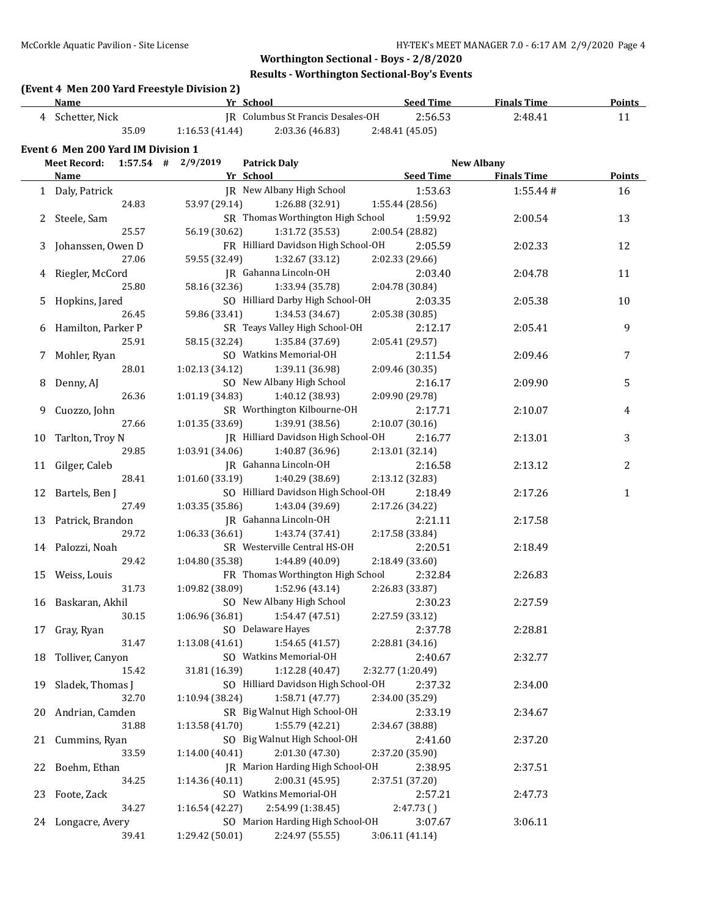## Worthington Sectional - Boys - 2/8/2020

### Results - Worthington Sectional-Boy's Events

**(Event 4 Men 200 Yard Freestyle Division 2)**

| | Name | Yr | School | Seed Time | Finals Time | Points |
|---|---|---|---|---|---|---|
| 4 | Schetter, Nick | JR | Columbus St Francis Desales-OH | 2:56.53 | 2:48.41 | 11 |
| | 35.09 | 1:16.53 (41.44) | 2:03.36 (46.83) | 2:48.41 (45.05) | | |

**Event 6 Men 200 Yard IM Division 1**

Meet Record: 1:57.54 # 2/9/2019 Patrick Daly New Albany

| | Name | Yr | School | Seed Time | Finals Time | Points |
|---|---|---|---|---|---|---|
| 1 | Daly, Patrick | JR | New Albany High School | 1:53.63 | 1:55.44 # | 16 |
| | 24.83 | 53.97 (29.14) | 1:26.88 (32.91) | 1:55.44 (28.56) | | |
| 2 | Steele, Sam | SR | Thomas Worthington High School | 1:59.92 | 2:00.54 | 13 |
| | 25.57 | 56.19 (30.62) | 1:31.72 (35.53) | 2:00.54 (28.82) | | |
| 3 | Johanssen, Owen D | FR | Hilliard Davidson High School-OH | 2:05.59 | 2:02.33 | 12 |
| | 27.06 | 59.55 (32.49) | 1:32.67 (33.12) | 2:02.33 (29.66) | | |
| 4 | Riegler, McCord | JR | Gahanna Lincoln-OH | 2:03.40 | 2:04.78 | 11 |
| | 25.80 | 58.16 (32.36) | 1:33.94 (35.78) | 2:04.78 (30.84) | | |
| 5 | Hopkins, Jared | SO | Hilliard Darby High School-OH | 2:03.35 | 2:05.38 | 10 |
| | 26.45 | 59.86 (33.41) | 1:34.53 (34.67) | 2:05.38 (30.85) | | |
| 6 | Hamilton, Parker P | SR | Teays Valley High School-OH | 2:12.17 | 2:05.41 | 9 |
| | 25.91 | 58.15 (32.24) | 1:35.84 (37.69) | 2:05.41 (29.57) | | |
| 7 | Mohler, Ryan | SO | Watkins Memorial-OH | 2:11.54 | 2:09.46 | 7 |
| | 28.01 | 1:02.13 (34.12) | 1:39.11 (36.98) | 2:09.46 (30.35) | | |
| 8 | Denny, AJ | SO | New Albany High School | 2:16.17 | 2:09.90 | 5 |
| | 26.36 | 1:01.19 (34.83) | 1:40.12 (38.93) | 2:09.90 (29.78) | | |
| 9 | Cuozzo, John | SR | Worthington Kilbourne-OH | 2:17.71 | 2:10.07 | 4 |
| | 27.66 | 1:01.35 (33.69) | 1:39.91 (38.56) | 2:10.07 (30.16) | | |
| 10 | Tarlton, Troy N | JR | Hilliard Davidson High School-OH | 2:16.77 | 2:13.01 | 3 |
| | 29.85 | 1:03.91 (34.06) | 1:40.87 (36.96) | 2:13.01 (32.14) | | |
| 11 | Gilger, Caleb | JR | Gahanna Lincoln-OH | 2:16.58 | 2:13.12 | 2 |
| | 28.41 | 1:01.60 (33.19) | 1:40.29 (38.69) | 2:13.12 (32.83) | | |
| 12 | Bartels, Ben J | SO | Hilliard Davidson High School-OH | 2:18.49 | 2:17.26 | 1 |
| | 27.49 | 1:03.35 (35.86) | 1:43.04 (39.69) | 2:17.26 (34.22) | | |
| 13 | Patrick, Brandon | JR | Gahanna Lincoln-OH | 2:21.11 | 2:17.58 | |
| | 29.72 | 1:06.33 (36.61) | 1:43.74 (37.41) | 2:17.58 (33.84) | | |
| 14 | Palozzi, Noah | SR | Westerville Central HS-OH | 2:20.51 | 2:18.49 | |
| | 29.42 | 1:04.80 (35.38) | 1:44.89 (40.09) | 2:18.49 (33.60) | | |
| 15 | Weiss, Louis | FR | Thomas Worthington High School | 2:32.84 | 2:26.83 | |
| | 31.73 | 1:09.82 (38.09) | 1:52.96 (43.14) | 2:26.83 (33.87) | | |
| 16 | Baskaran, Akhil | SO | New Albany High School | 2:30.23 | 2:27.59 | |
| | 30.15 | 1:06.96 (36.81) | 1:54.47 (47.51) | 2:27.59 (33.12) | | |
| 17 | Gray, Ryan | SO | Delaware Hayes | 2:37.78 | 2:28.81 | |
| | 31.47 | 1:13.08 (41.61) | 1:54.65 (41.57) | 2:28.81 (34.16) | | |
| 18 | Tolliver, Canyon | SO | Watkins Memorial-OH | 2:40.67 | 2:32.77 | |
| | 15.42 | 31.81 (16.39) | 1:12.28 (40.47) | 2:32.77 (1:20.49) | | |
| 19 | Sladek, Thomas J | SO | Hilliard Davidson High School-OH | 2:37.32 | 2:34.00 | |
| | 32.70 | 1:10.94 (38.24) | 1:58.71 (47.77) | 2:34.00 (35.29) | | |
| 20 | Andrian, Camden | SR | Big Walnut High School-OH | 2:33.19 | 2:34.67 | |
| | 31.88 | 1:13.58 (41.70) | 1:55.79 (42.21) | 2:34.67 (38.88) | | |
| 21 | Cummins, Ryan | SO | Big Walnut High School-OH | 2:41.60 | 2:37.20 | |
| | 33.59 | 1:14.00 (40.41) | 2:01.30 (47.30) | 2:37.20 (35.90) | | |
| 22 | Boehm, Ethan | JR | Marion Harding High School-OH | 2:38.95 | 2:37.51 | |
| | 34.25 | 1:14.36 (40.11) | 2:00.31 (45.95) | 2:37.51 (37.20) | | |
| 23 | Foote, Zack | SO | Watkins Memorial-OH | 2:57.21 | 2:47.73 | |
| | 34.27 | 1:16.54 (42.27) | 2:54.99 (1:38.45) | 2:47.73 ( ) | | |
| 24 | Longacre, Avery | SO | Marion Harding High School-OH | 3:07.67 | 3:06.11 | |
| | 39.41 | 1:29.42 (50.01) | 2:24.97 (55.55) | 3:06.11 (41.14) | | |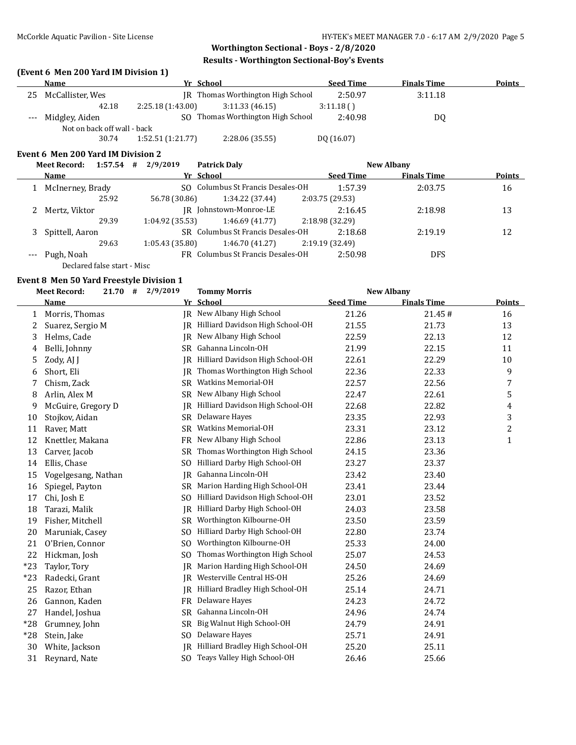**Worthington Sectional - Boys - 2/8/2020**

**Results - Worthington Sectional-Boy's Events**

### (Event 6 Men 200 Yard IM Division 1)

| | Name | Yr | School | Seed Time | Finals Time | Points |
|---|---|---|---|---|---|---|
| 25 | McCallister, Wes | JR | Thomas Worthington High School | 2:50.97 | 3:11.18 | |
| | 42.18 | 2:25.18 (1:43.00) | 3:11.33 (46.15) | 3:11.18 ( ) | | |
| --- | Midgley, Aiden | SO | Thomas Worthington High School | 2:40.98 | DQ | |
| | Not on back off wall - back | | | | | |
| | 30.74 | 1:52.51 (1:21.77) | 2:28.06 (35.55) | DQ (16.07) | | |

### Event 6 Men 200 Yard IM Division 2

Meet Record: 1:57.54 # 2/9/2019 Patrick Daly New Albany

| | Name | Yr | School | Seed Time | Finals Time | Points |
|---|---|---|---|---|---|---|
| 1 | McInerney, Brady | SO | Columbus St Francis Desales-OH | 1:57.39 | 2:03.75 | 16 |
| | 25.92 | 56.78 (30.86) | 1:34.22 (37.44) | 2:03.75 (29.53) | | |
| 2 | Mertz, Viktor | JR | Johnstown-Monroe-LE | 2:16.45 | 2:18.98 | 13 |
| | 29.39 | 1:04.92 (35.53) | 1:46.69 (41.77) | 2:18.98 (32.29) | | |
| 3 | Spittell, Aaron | SR | Columbus St Francis Desales-OH | 2:18.68 | 2:19.19 | 12 |
| | 29.63 | 1:05.43 (35.80) | 1:46.70 (41.27) | 2:19.19 (32.49) | | |
| --- | Pugh, Noah | FR | Columbus St Francis Desales-OH | 2:50.98 | DFS | |
| | Declared false start - Misc | | | | | |

### Event 8 Men 50 Yard Freestyle Division 1

Meet Record: 21.70 # 2/9/2019 Tommy Morris New Albany

| | Name | Yr | School | Seed Time | Finals Time | Points |
|---|---|---|---|---|---|---|
| 1 | Morris, Thomas | JR | New Albany High School | 21.26 | 21.45 # | 16 |
| 2 | Suarez, Sergio M | JR | Hilliard Davidson High School-OH | 21.55 | 21.73 | 13 |
| 3 | Helms, Cade | JR | New Albany High School | 22.59 | 22.13 | 12 |
| 4 | Belli, Johnny | SR | Gahanna Lincoln-OH | 21.99 | 22.15 | 11 |
| 5 | Zody, AJ J | JR | Hilliard Davidson High School-OH | 22.61 | 22.29 | 10 |
| 6 | Short, Eli | JR | Thomas Worthington High School | 22.36 | 22.33 | 9 |
| 7 | Chism, Zack | SR | Watkins Memorial-OH | 22.57 | 22.56 | 7 |
| 8 | Arlin, Alex M | SR | New Albany High School | 22.47 | 22.61 | 5 |
| 9 | McGuire, Gregory D | JR | Hilliard Davidson High School-OH | 22.68 | 22.82 | 4 |
| 10 | Stojkov, Aidan | SR | Delaware Hayes | 23.35 | 22.93 | 3 |
| 11 | Raver, Matt | SR | Watkins Memorial-OH | 23.31 | 23.12 | 2 |
| 12 | Knettler, Makana | FR | New Albany High School | 22.86 | 23.13 | 1 |
| 13 | Carver, Jacob | SR | Thomas Worthington High School | 24.15 | 23.36 | |
| 14 | Ellis, Chase | SO | Hilliard Darby High School-OH | 23.27 | 23.37 | |
| 15 | Vogelgesang, Nathan | JR | Gahanna Lincoln-OH | 23.42 | 23.40 | |
| 16 | Spiegel, Payton | SR | Marion Harding High School-OH | 23.41 | 23.44 | |
| 17 | Chi, Josh E | SO | Hilliard Davidson High School-OH | 23.01 | 23.52 | |
| 18 | Tarazi, Malik | JR | Hilliard Darby High School-OH | 24.03 | 23.58 | |
| 19 | Fisher, Mitchell | SR | Worthington Kilbourne-OH | 23.50 | 23.59 | |
| 20 | Maruniak, Casey | SO | Hilliard Darby High School-OH | 22.80 | 23.74 | |
| 21 | O'Brien, Connor | SO | Worthington Kilbourne-OH | 25.33 | 24.00 | |
| 22 | Hickman, Josh | SO | Thomas Worthington High School | 25.07 | 24.53 | |
| *23 | Taylor, Tory | JR | Marion Harding High School-OH | 24.50 | 24.69 | |
| *23 | Radecki, Grant | JR | Westerville Central HS-OH | 25.26 | 24.69 | |
| 25 | Razor, Ethan | JR | Hilliard Bradley High School-OH | 25.14 | 24.71 | |
| 26 | Gannon, Kaden | FR | Delaware Hayes | 24.23 | 24.72 | |
| 27 | Handel, Joshua | SR | Gahanna Lincoln-OH | 24.96 | 24.74 | |
| *28 | Grumney, John | SR | Big Walnut High School-OH | 24.79 | 24.91 | |
| *28 | Stein, Jake | SO | Delaware Hayes | 25.71 | 24.91 | |
| 30 | White, Jackson | JR | Hilliard Bradley High School-OH | 25.20 | 25.11 | |
| 31 | Reynard, Nate | SO | Teays Valley High School-OH | 26.46 | 25.66 | |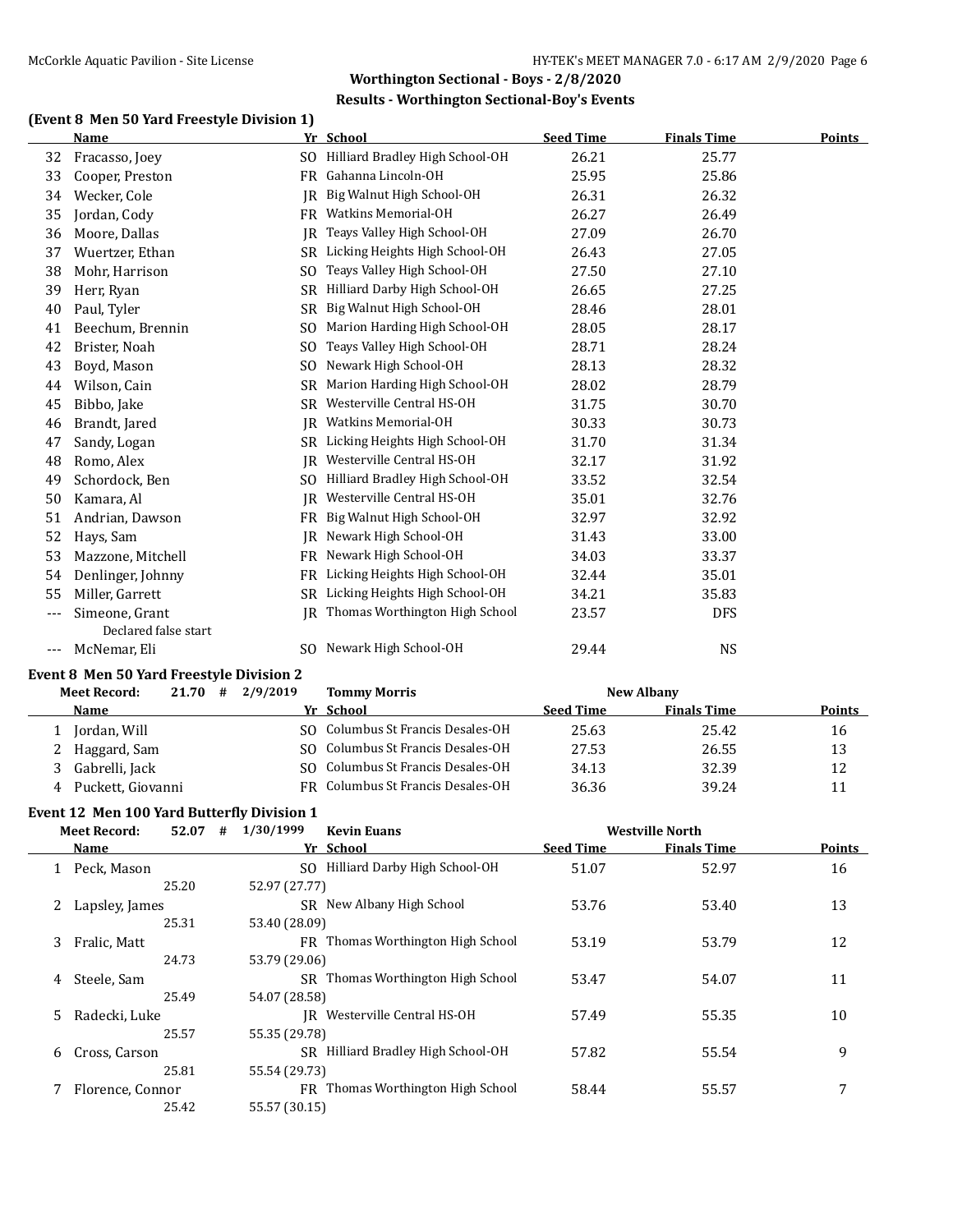## Worthington Sectional - Boys - 2/8/2020

### Results - Worthington Sectional-Boy's Events

#### (Event 8 Men 50 Yard Freestyle Division 1)

| | Name | Yr | School | Seed Time | Finals Time | Points |
|---|---|---|---|---|---|---|
| 32 | Fracasso, Joey | SO | Hilliard Bradley High School-OH | 26.21 | 25.77 | |
| 33 | Cooper, Preston | FR | Gahanna Lincoln-OH | 25.95 | 25.86 | |
| 34 | Wecker, Cole | JR | Big Walnut High School-OH | 26.31 | 26.32 | |
| 35 | Jordan, Cody | FR | Watkins Memorial-OH | 26.27 | 26.49 | |
| 36 | Moore, Dallas | JR | Teays Valley High School-OH | 27.09 | 26.70 | |
| 37 | Wuertzer, Ethan | SR | Licking Heights High School-OH | 26.43 | 27.05 | |
| 38 | Mohr, Harrison | SO | Teays Valley High School-OH | 27.50 | 27.10 | |
| 39 | Herr, Ryan | SR | Hilliard Darby High School-OH | 26.65 | 27.25 | |
| 40 | Paul, Tyler | SR | Big Walnut High School-OH | 28.46 | 28.01 | |
| 41 | Beechum, Brennin | SO | Marion Harding High School-OH | 28.05 | 28.17 | |
| 42 | Brister, Noah | SO | Teays Valley High School-OH | 28.71 | 28.24 | |
| 43 | Boyd, Mason | SO | Newark High School-OH | 28.13 | 28.32 | |
| 44 | Wilson, Cain | SR | Marion Harding High School-OH | 28.02 | 28.79 | |
| 45 | Bibbo, Jake | SR | Westerville Central HS-OH | 31.75 | 30.70 | |
| 46 | Brandt, Jared | JR | Watkins Memorial-OH | 30.33 | 30.73 | |
| 47 | Sandy, Logan | SR | Licking Heights High School-OH | 31.70 | 31.34 | |
| 48 | Romo, Alex | JR | Westerville Central HS-OH | 32.17 | 31.92 | |
| 49 | Schordock, Ben | SO | Hilliard Bradley High School-OH | 33.52 | 32.54 | |
| 50 | Kamara, Al | JR | Westerville Central HS-OH | 35.01 | 32.76 | |
| 51 | Andrian, Dawson | FR | Big Walnut High School-OH | 32.97 | 32.92 | |
| 52 | Hays, Sam | JR | Newark High School-OH | 31.43 | 33.00 | |
| 53 | Mazzone, Mitchell | FR | Newark High School-OH | 34.03 | 33.37 | |
| 54 | Denlinger, Johnny | FR | Licking Heights High School-OH | 32.44 | 35.01 | |
| 55 | Miller, Garrett | SR | Licking Heights High School-OH | 34.21 | 35.83 | |
| --- | Simeone, Grant | JR | Thomas Worthington High School | 23.57 | DFS | |
| | Declared false start | | | | | |
| --- | McNemar, Eli | SO | Newark High School-OH | 29.44 | NS | |

#### Event 8 Men 50 Yard Freestyle Division 2

Meet Record: 21.70 # 2/9/2019 Tommy Morris New Albany

| | Name | Yr | School | Seed Time | Finals Time | Points |
|---|---|---|---|---|---|---|
| 1 | Jordan, Will | SO | Columbus St Francis Desales-OH | 25.63 | 25.42 | 16 |
| 2 | Haggard, Sam | SO | Columbus St Francis Desales-OH | 27.53 | 26.55 | 13 |
| 3 | Gabrelli, Jack | SO | Columbus St Francis Desales-OH | 34.13 | 32.39 | 12 |
| 4 | Puckett, Giovanni | FR | Columbus St Francis Desales-OH | 36.36 | 39.24 | 11 |

#### Event 12 Men 100 Yard Butterfly Division 1

Meet Record: 52.07 # 1/30/1999 Kevin Euans Westville North

| | Name | Yr | School | Seed Time | Finals Time | Points |
|---|---|---|---|---|---|---|
| 1 | Peck, Mason | SO | Hilliard Darby High School-OH | 51.07 | 52.97 | 16 |
| | 25.20 | 52.97 (27.77) | | | | |
| 2 | Lapsley, James | SR | New Albany High School | 53.76 | 53.40 | 13 |
| | 25.31 | 53.40 (28.09) | | | | |
| 3 | Fralic, Matt | FR | Thomas Worthington High School | 53.19 | 53.79 | 12 |
| | 24.73 | 53.79 (29.06) | | | | |
| 4 | Steele, Sam | SR | Thomas Worthington High School | 53.47 | 54.07 | 11 |
| | 25.49 | 54.07 (28.58) | | | | |
| 5 | Radecki, Luke | JR | Westerville Central HS-OH | 57.49 | 55.35 | 10 |
| | 25.57 | 55.35 (29.78) | | | | |
| 6 | Cross, Carson | SR | Hilliard Bradley High School-OH | 57.82 | 55.54 | 9 |
| | 25.81 | 55.54 (29.73) | | | | |
| 7 | Florence, Connor | FR | Thomas Worthington High School | 58.44 | 55.57 | 7 |
| | 25.42 | 55.57 (30.15) | | | | |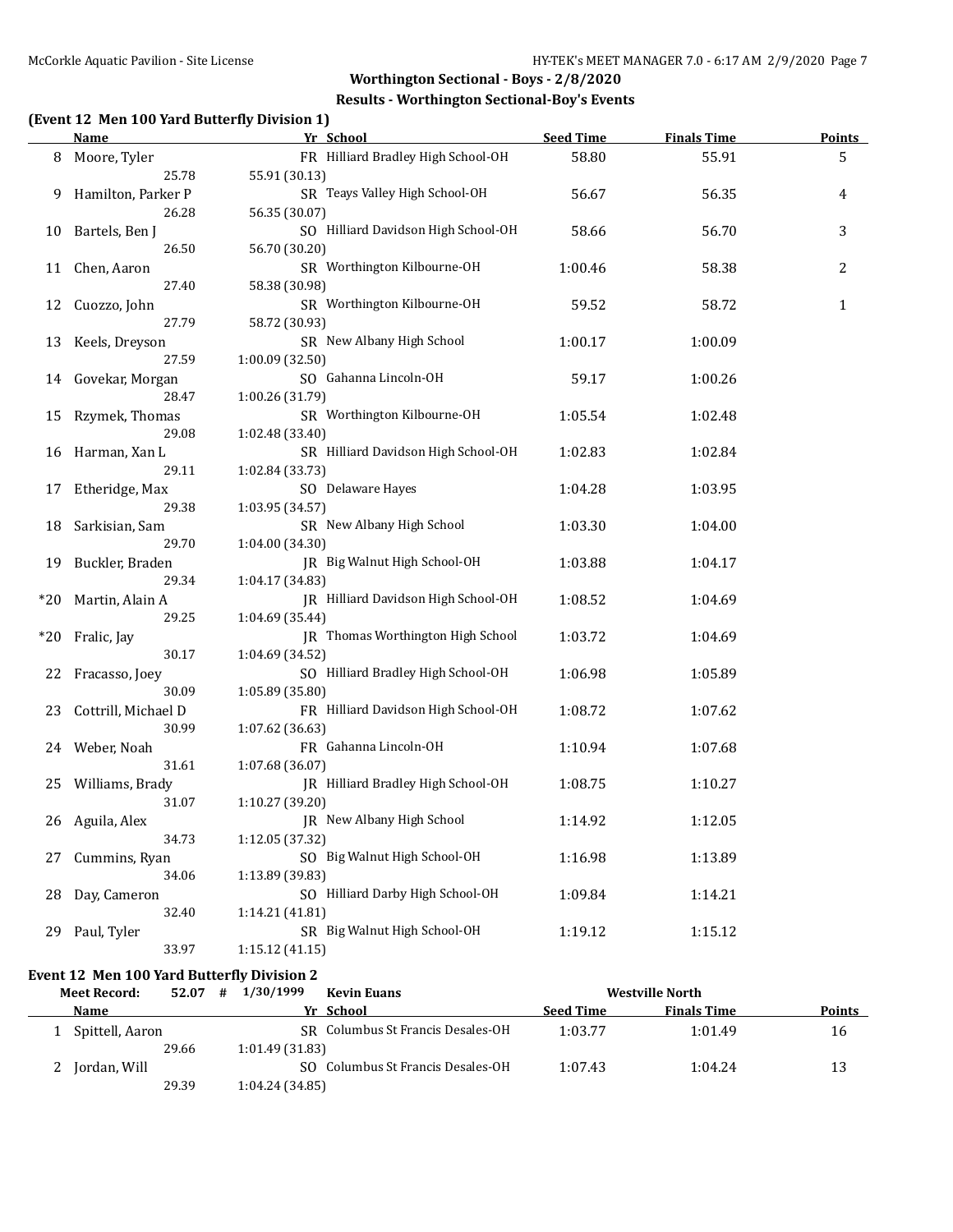**Worthington Sectional - Boys - 2/8/2020**

**Results - Worthington Sectional-Boy's Events**

### (Event 12 Men 100 Yard Butterfly Division 1)

| | Name | Yr | School | Seed Time | Finals Time | Points |
|---|---|---|---|---|---|---|
| 8 | Moore, Tyler | FR | Hilliard Bradley High School-OH | 58.80 | 55.91 | 5 |
| | 25.78 | 55.91 (30.13) | | | | |
| 9 | Hamilton, Parker P | SR | Teays Valley High School-OH | 56.67 | 56.35 | 4 |
| | 26.28 | 56.35 (30.07) | | | | |
| 10 | Bartels, Ben J | SO | Hilliard Davidson High School-OH | 58.66 | 56.70 | 3 |
| | 26.50 | 56.70 (30.20) | | | | |
| 11 | Chen, Aaron | SR | Worthington Kilbourne-OH | 1:00.46 | 58.38 | 2 |
| | 27.40 | 58.38 (30.98) | | | | |
| 12 | Cuozzo, John | SR | Worthington Kilbourne-OH | 59.52 | 58.72 | 1 |
| | 27.79 | 58.72 (30.93) | | | | |
| 13 | Keels, Dreyson | SR | New Albany High School | 1:00.17 | 1:00.09 | |
| | 27.59 | 1:00.09 (32.50) | | | | |
| 14 | Govekar, Morgan | SO | Gahanna Lincoln-OH | 59.17 | 1:00.26 | |
| | 28.47 | 1:00.26 (31.79) | | | | |
| 15 | Rzymek, Thomas | SR | Worthington Kilbourne-OH | 1:05.54 | 1:02.48 | |
| | 29.08 | 1:02.48 (33.40) | | | | |
| 16 | Harman, Xan L | SR | Hilliard Davidson High School-OH | 1:02.83 | 1:02.84 | |
| | 29.11 | 1:02.84 (33.73) | | | | |
| 17 | Etheridge, Max | SO | Delaware Hayes | 1:04.28 | 1:03.95 | |
| | 29.38 | 1:03.95 (34.57) | | | | |
| 18 | Sarkisian, Sam | SR | New Albany High School | 1:03.30 | 1:04.00 | |
| | 29.70 | 1:04.00 (34.30) | | | | |
| 19 | Buckler, Braden | JR | Big Walnut High School-OH | 1:03.88 | 1:04.17 | |
| | 29.34 | 1:04.17 (34.83) | | | | |
| *20 | Martin, Alain A | JR | Hilliard Davidson High School-OH | 1:08.52 | 1:04.69 | |
| | 29.25 | 1:04.69 (35.44) | | | | |
| *20 | Fralic, Jay | JR | Thomas Worthington High School | 1:03.72 | 1:04.69 | |
| | 30.17 | 1:04.69 (34.52) | | | | |
| 22 | Fracasso, Joey | SO | Hilliard Bradley High School-OH | 1:06.98 | 1:05.89 | |
| | 30.09 | 1:05.89 (35.80) | | | | |
| 23 | Cottrill, Michael D | FR | Hilliard Davidson High School-OH | 1:08.72 | 1:07.62 | |
| | 30.99 | 1:07.62 (36.63) | | | | |
| 24 | Weber, Noah | FR | Gahanna Lincoln-OH | 1:10.94 | 1:07.68 | |
| | 31.61 | 1:07.68 (36.07) | | | | |
| 25 | Williams, Brady | JR | Hilliard Bradley High School-OH | 1:08.75 | 1:10.27 | |
| | 31.07 | 1:10.27 (39.20) | | | | |
| 26 | Aguila, Alex | JR | New Albany High School | 1:14.92 | 1:12.05 | |
| | 34.73 | 1:12.05 (37.32) | | | | |
| 27 | Cummins, Ryan | SO | Big Walnut High School-OH | 1:16.98 | 1:13.89 | |
| | 34.06 | 1:13.89 (39.83) | | | | |
| 28 | Day, Cameron | SO | Hilliard Darby High School-OH | 1:09.84 | 1:14.21 | |
| | 32.40 | 1:14.21 (41.81) | | | | |
| 29 | Paul, Tyler | SR | Big Walnut High School-OH | 1:19.12 | 1:15.12 | |
| | 33.97 | 1:15.12 (41.15) | | | | |

### Event 12 Men 100 Yard Butterfly Division 2

**Meet Record:** 52.07 # 1/30/1999 Kevin Euans — Westville North

| | Name | Yr | School | Seed Time | Finals Time | Points |
|---|---|---|---|---|---|---|
| 1 | Spittell, Aaron | SR | Columbus St Francis Desales-OH | 1:03.77 | 1:01.49 | 16 |
| | 29.66 | 1:01.49 (31.83) | | | | |
| 2 | Jordan, Will | SO | Columbus St Francis Desales-OH | 1:07.43 | 1:04.24 | 13 |
| | 29.39 | 1:04.24 (34.85) | | | | |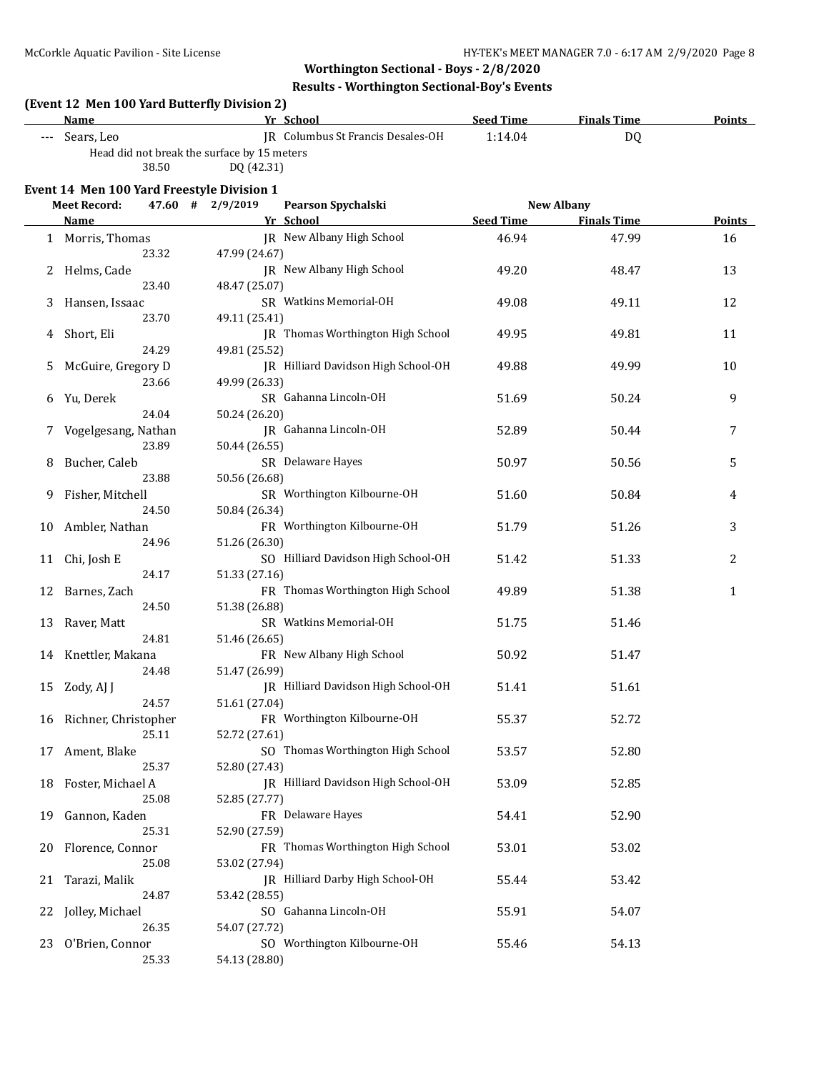## Worthington Sectional - Boys - 2/8/2020

### Results - Worthington Sectional-Boy's Events

**(Event 12 Men 100 Yard Butterfly Division 2)**

| | Name | Yr | School | Seed Time | Finals Time | Points |
|---|---|---|---|---|---|---|
| --- | Sears, Leo | JR | Columbus St Francis Desales-OH | 1:14.04 | DQ | |
| | Head did not break the surface by 15 meters | | | | | |
| | 38.50 | DQ (42.31) | | | | |

**Event 14 Men 100 Yard Freestyle Division 1**

Meet Record: 47.60 # 2/9/2019 Pearson Spychalski New Albany

| | Name | Yr | School | Seed Time | Finals Time | Points |
|---|---|---|---|---|---|---|
| 1 | Morris, Thomas | JR | New Albany High School | 46.94 | 47.99 | 16 |
| | 23.32 | 47.99 (24.67) | | | | |
| 2 | Helms, Cade | JR | New Albany High School | 49.20 | 48.47 | 13 |
| | 23.40 | 48.47 (25.07) | | | | |
| 3 | Hansen, Issaac | SR | Watkins Memorial-OH | 49.08 | 49.11 | 12 |
| | 23.70 | 49.11 (25.41) | | | | |
| 4 | Short, Eli | JR | Thomas Worthington High School | 49.95 | 49.81 | 11 |
| | 24.29 | 49.81 (25.52) | | | | |
| 5 | McGuire, Gregory D | JR | Hilliard Davidson High School-OH | 49.88 | 49.99 | 10 |
| | 23.66 | 49.99 (26.33) | | | | |
| 6 | Yu, Derek | SR | Gahanna Lincoln-OH | 51.69 | 50.24 | 9 |
| | 24.04 | 50.24 (26.20) | | | | |
| 7 | Vogelgesang, Nathan | JR | Gahanna Lincoln-OH | 52.89 | 50.44 | 7 |
| | 23.89 | 50.44 (26.55) | | | | |
| 8 | Bucher, Caleb | SR | Delaware Hayes | 50.97 | 50.56 | 5 |
| | 23.88 | 50.56 (26.68) | | | | |
| 9 | Fisher, Mitchell | SR | Worthington Kilbourne-OH | 51.60 | 50.84 | 4 |
| | 24.50 | 50.84 (26.34) | | | | |
| 10 | Ambler, Nathan | FR | Worthington Kilbourne-OH | 51.79 | 51.26 | 3 |
| | 24.96 | 51.26 (26.30) | | | | |
| 11 | Chi, Josh E | SO | Hilliard Davidson High School-OH | 51.42 | 51.33 | 2 |
| | 24.17 | 51.33 (27.16) | | | | |
| 12 | Barnes, Zach | FR | Thomas Worthington High School | 49.89 | 51.38 | 1 |
| | 24.50 | 51.38 (26.88) | | | | |
| 13 | Raver, Matt | SR | Watkins Memorial-OH | 51.75 | 51.46 | |
| | 24.81 | 51.46 (26.65) | | | | |
| 14 | Knettler, Makana | FR | New Albany High School | 50.92 | 51.47 | |
| | 24.48 | 51.47 (26.99) | | | | |
| 15 | Zody, AJ J | JR | Hilliard Davidson High School-OH | 51.41 | 51.61 | |
| | 24.57 | 51.61 (27.04) | | | | |
| 16 | Richner, Christopher | FR | Worthington Kilbourne-OH | 55.37 | 52.72 | |
| | 25.11 | 52.72 (27.61) | | | | |
| 17 | Ament, Blake | SO | Thomas Worthington High School | 53.57 | 52.80 | |
| | 25.37 | 52.80 (27.43) | | | | |
| 18 | Foster, Michael A | JR | Hilliard Davidson High School-OH | 53.09 | 52.85 | |
| | 25.08 | 52.85 (27.77) | | | | |
| 19 | Gannon, Kaden | FR | Delaware Hayes | 54.41 | 52.90 | |
| | 25.31 | 52.90 (27.59) | | | | |
| 20 | Florence, Connor | FR | Thomas Worthington High School | 53.01 | 53.02 | |
| | 25.08 | 53.02 (27.94) | | | | |
| 21 | Tarazi, Malik | JR | Hilliard Darby High School-OH | 55.44 | 53.42 | |
| | 24.87 | 53.42 (28.55) | | | | |
| 22 | Jolley, Michael | SO | Gahanna Lincoln-OH | 55.91 | 54.07 | |
| | 26.35 | 54.07 (27.72) | | | | |
| 23 | O'Brien, Connor | SO | Worthington Kilbourne-OH | 55.46 | 54.13 | |
| | 25.33 | 54.13 (28.80) | | | | |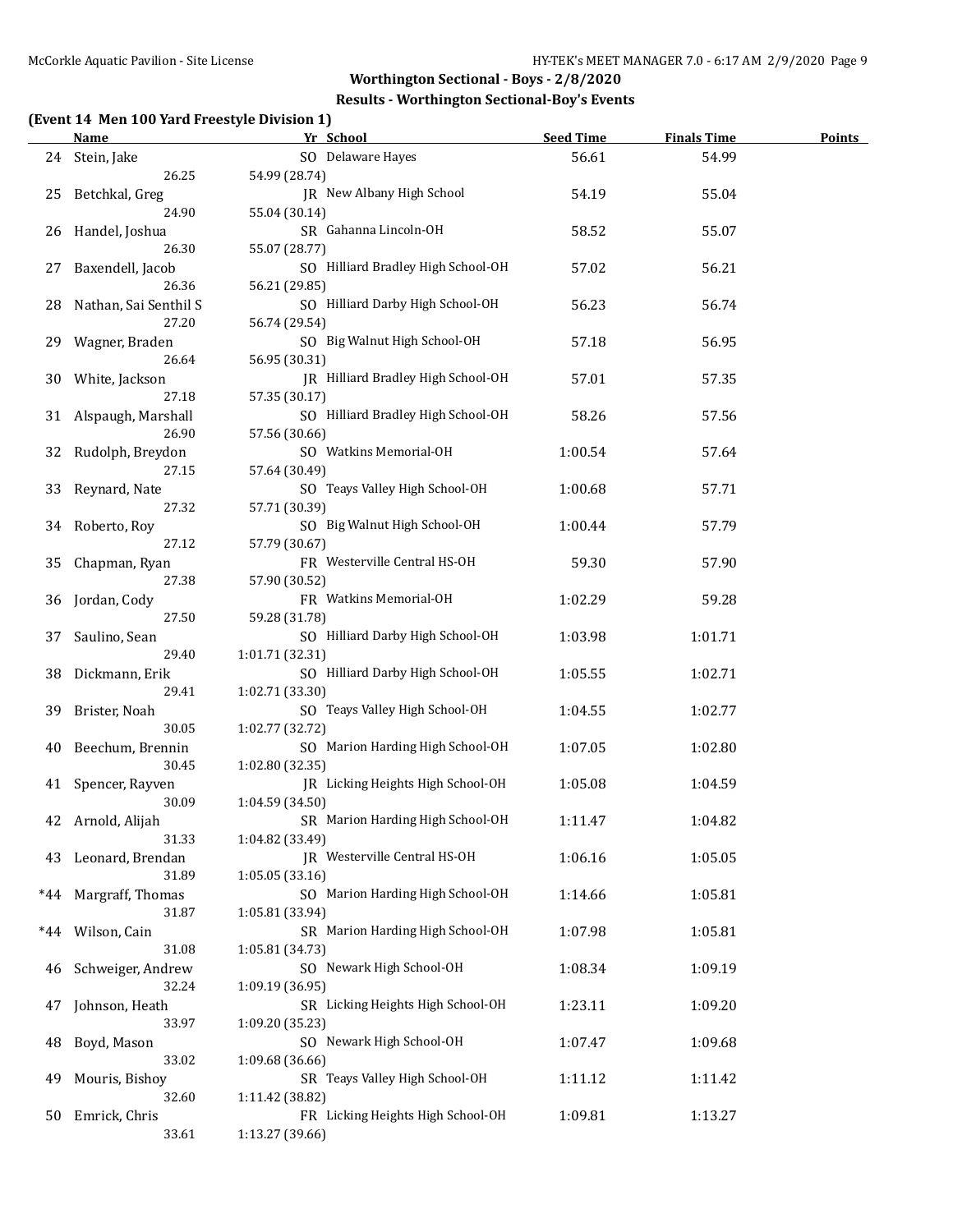## Worthington Sectional - Boys - 2/8/2020

### Results - Worthington Sectional-Boy's Events

**(Event 14 Men 100 Yard Freestyle Division 1)**

| | Name | Yr | School | Seed Time | Finals Time | Points |
|---|---|---|---|---|---|---|
| 24 | Stein, Jake | SO | Delaware Hayes | 56.61 | 54.99 | |
| | 26.25 | 54.99 (28.74) | | | | |
| 25 | Betchkal, Greg | JR | New Albany High School | 54.19 | 55.04 | |
| | 24.90 | 55.04 (30.14) | | | | |
| 26 | Handel, Joshua | SR | Gahanna Lincoln-OH | 58.52 | 55.07 | |
| | 26.30 | 55.07 (28.77) | | | | |
| 27 | Baxendell, Jacob | SO | Hilliard Bradley High School-OH | 57.02 | 56.21 | |
| | 26.36 | 56.21 (29.85) | | | | |
| 28 | Nathan, Sai Senthil S | SO | Hilliard Darby High School-OH | 56.23 | 56.74 | |
| | 27.20 | 56.74 (29.54) | | | | |
| 29 | Wagner, Braden | SO | Big Walnut High School-OH | 57.18 | 56.95 | |
| | 26.64 | 56.95 (30.31) | | | | |
| 30 | White, Jackson | JR | Hilliard Bradley High School-OH | 57.01 | 57.35 | |
| | 27.18 | 57.35 (30.17) | | | | |
| 31 | Alspaugh, Marshall | SO | Hilliard Bradley High School-OH | 58.26 | 57.56 | |
| | 26.90 | 57.56 (30.66) | | | | |
| 32 | Rudolph, Breydon | SO | Watkins Memorial-OH | 1:00.54 | 57.64 | |
| | 27.15 | 57.64 (30.49) | | | | |
| 33 | Reynard, Nate | SO | Teays Valley High School-OH | 1:00.68 | 57.71 | |
| | 27.32 | 57.71 (30.39) | | | | |
| 34 | Roberto, Roy | SO | Big Walnut High School-OH | 1:00.44 | 57.79 | |
| | 27.12 | 57.79 (30.67) | | | | |
| 35 | Chapman, Ryan | FR | Westerville Central HS-OH | 59.30 | 57.90 | |
| | 27.38 | 57.90 (30.52) | | | | |
| 36 | Jordan, Cody | FR | Watkins Memorial-OH | 1:02.29 | 59.28 | |
| | 27.50 | 59.28 (31.78) | | | | |
| 37 | Saulino, Sean | SO | Hilliard Darby High School-OH | 1:03.98 | 1:01.71 | |
| | 29.40 | 1:01.71 (32.31) | | | | |
| 38 | Dickmann, Erik | SO | Hilliard Darby High School-OH | 1:05.55 | 1:02.71 | |
| | 29.41 | 1:02.71 (33.30) | | | | |
| 39 | Brister, Noah | SO | Teays Valley High School-OH | 1:04.55 | 1:02.77 | |
| | 30.05 | 1:02.77 (32.72) | | | | |
| 40 | Beechum, Brennin | SO | Marion Harding High School-OH | 1:07.05 | 1:02.80 | |
| | 30.45 | 1:02.80 (32.35) | | | | |
| 41 | Spencer, Rayven | JR | Licking Heights High School-OH | 1:05.08 | 1:04.59 | |
| | 30.09 | 1:04.59 (34.50) | | | | |
| 42 | Arnold, Alijah | SR | Marion Harding High School-OH | 1:11.47 | 1:04.82 | |
| | 31.33 | 1:04.82 (33.49) | | | | |
| 43 | Leonard, Brendan | JR | Westerville Central HS-OH | 1:06.16 | 1:05.05 | |
| | 31.89 | 1:05.05 (33.16) | | | | |
| *44 | Margraff, Thomas | SO | Marion Harding High School-OH | 1:14.66 | 1:05.81 | |
| | 31.87 | 1:05.81 (33.94) | | | | |
| *44 | Wilson, Cain | SR | Marion Harding High School-OH | 1:07.98 | 1:05.81 | |
| | 31.08 | 1:05.81 (34.73) | | | | |
| 46 | Schweiger, Andrew | SO | Newark High School-OH | 1:08.34 | 1:09.19 | |
| | 32.24 | 1:09.19 (36.95) | | | | |
| 47 | Johnson, Heath | SR | Licking Heights High School-OH | 1:23.11 | 1:09.20 | |
| | 33.97 | 1:09.20 (35.23) | | | | |
| 48 | Boyd, Mason | SO | Newark High School-OH | 1:07.47 | 1:09.68 | |
| | 33.02 | 1:09.68 (36.66) | | | | |
| 49 | Mouris, Bishoy | SR | Teays Valley High School-OH | 1:11.12 | 1:11.42 | |
| | 32.60 | 1:11.42 (38.82) | | | | |
| 50 | Emrick, Chris | FR | Licking Heights High School-OH | 1:09.81 | 1:13.27 | |
| | 33.61 | 1:13.27 (39.66) | | | | |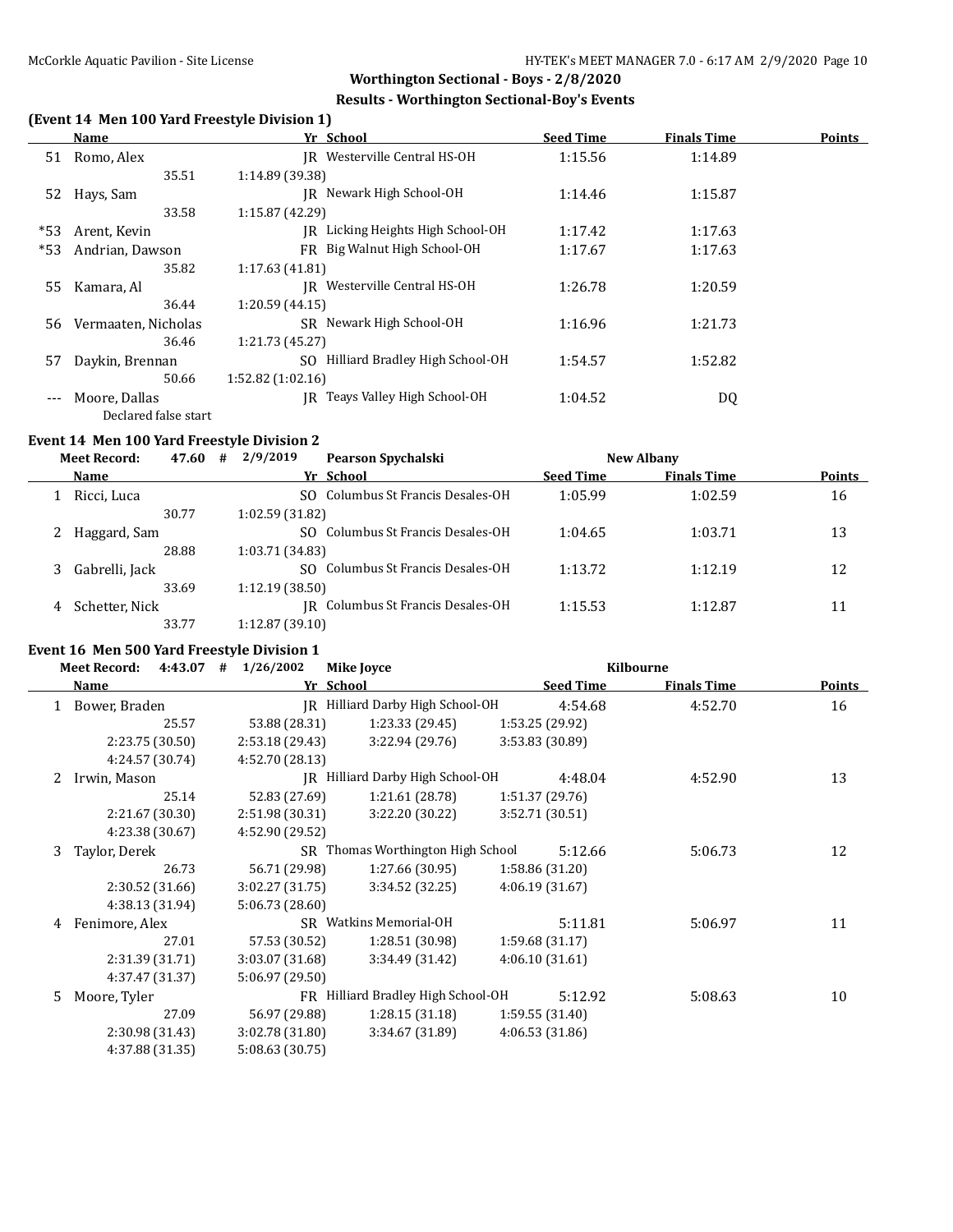## Worthington Sectional - Boys - 2/8/2020

### Results - Worthington Sectional-Boy's Events

### (Event 14 Men 100 Yard Freestyle Division 1)

| | Name | Yr | School | Seed Time | Finals Time | Points |
|---|---|---|---|---|---|---|
| 51 | Romo, Alex | JR | Westerville Central HS-OH | 1:15.56 | 1:14.89 | |
| | 35.51 | 1:14.89 (39.38) | | | | |
| 52 | Hays, Sam | JR | Newark High School-OH | 1:14.46 | 1:15.87 | |
| | 33.58 | 1:15.87 (42.29) | | | | |
| *53 | Arent, Kevin | JR | Licking Heights High School-OH | 1:17.42 | 1:17.63 | |
| *53 | Andrian, Dawson | FR | Big Walnut High School-OH | 1:17.67 | 1:17.63 | |
| | 35.82 | 1:17.63 (41.81) | | | | |
| 55 | Kamara, Al | JR | Westerville Central HS-OH | 1:26.78 | 1:20.59 | |
| | 36.44 | 1:20.59 (44.15) | | | | |
| 56 | Vermaaten, Nicholas | SR | Newark High School-OH | 1:16.96 | 1:21.73 | |
| | 36.46 | 1:21.73 (45.27) | | | | |
| 57 | Daykin, Brennan | SO | Hilliard Bradley High School-OH | 1:54.57 | 1:52.82 | |
| | 50.66 | 1:52.82 (1:02.16) | | | | |
| --- | Moore, Dallas | JR | Teays Valley High School-OH | 1:04.52 | DQ | |
| | Declared false start | | | | | |

### Event 14 Men 100 Yard Freestyle Division 2

Meet Record: 47.60 # 2/9/2019 Pearson Spychalski New Albany

| | Name | Yr | School | Seed Time | Finals Time | Points |
|---|---|---|---|---|---|---|
| 1 | Ricci, Luca | SO | Columbus St Francis Desales-OH | 1:05.99 | 1:02.59 | 16 |
| | 30.77 | 1:02.59 (31.82) | | | | |
| 2 | Haggard, Sam | SO | Columbus St Francis Desales-OH | 1:04.65 | 1:03.71 | 13 |
| | 28.88 | 1:03.71 (34.83) | | | | |
| 3 | Gabrelli, Jack | SO | Columbus St Francis Desales-OH | 1:13.72 | 1:12.19 | 12 |
| | 33.69 | 1:12.19 (38.50) | | | | |
| 4 | Schetter, Nick | JR | Columbus St Francis Desales-OH | 1:15.53 | 1:12.87 | 11 |
| | 33.77 | 1:12.87 (39.10) | | | | |

### Event 16 Men 500 Yard Freestyle Division 1

Meet Record: 4:43.07 # 1/26/2002 Mike Joyce Kilbourne

| | Name | Yr | School | Seed Time | Finals Time | Points |
|---|---|---|---|---|---|---|
| 1 | Bower, Braden | JR | Hilliard Darby High School-OH | 4:54.68 | 4:52.70 | 16 |
| | 25.57 | 53.88 (28.31) | 1:23.33 (29.45) | 1:53.25 (29.92) | | |
| | 2:23.75 (30.50) | 2:53.18 (29.43) | 3:22.94 (29.76) | 3:53.83 (30.89) | | |
| | 4:24.57 (30.74) | 4:52.70 (28.13) | | | | |
| 2 | Irwin, Mason | JR | Hilliard Darby High School-OH | 4:48.04 | 4:52.90 | 13 |
| | 25.14 | 52.83 (27.69) | 1:21.61 (28.78) | 1:51.37 (29.76) | | |
| | 2:21.67 (30.30) | 2:51.98 (30.31) | 3:22.20 (30.22) | 3:52.71 (30.51) | | |
| | 4:23.38 (30.67) | 4:52.90 (29.52) | | | | |
| 3 | Taylor, Derek | SR | Thomas Worthington High School | 5:12.66 | 5:06.73 | 12 |
| | 26.73 | 56.71 (29.98) | 1:27.66 (30.95) | 1:58.86 (31.20) | | |
| | 2:30.52 (31.66) | 3:02.27 (31.75) | 3:34.52 (32.25) | 4:06.19 (31.67) | | |
| | 4:38.13 (31.94) | 5:06.73 (28.60) | | | | |
| 4 | Fenimore, Alex | SR | Watkins Memorial-OH | 5:11.81 | 5:06.97 | 11 |
| | 27.01 | 57.53 (30.52) | 1:28.51 (30.98) | 1:59.68 (31.17) | | |
| | 2:31.39 (31.71) | 3:03.07 (31.68) | 3:34.49 (31.42) | 4:06.10 (31.61) | | |
| | 4:37.47 (31.37) | 5:06.97 (29.50) | | | | |
| 5 | Moore, Tyler | FR | Hilliard Bradley High School-OH | 5:12.92 | 5:08.63 | 10 |
| | 27.09 | 56.97 (29.88) | 1:28.15 (31.18) | 1:59.55 (31.40) | | |
| | 2:30.98 (31.43) | 3:02.78 (31.80) | 3:34.67 (31.89) | 4:06.53 (31.86) | | |
| | 4:37.88 (31.35) | 5:08.63 (30.75) | | | | |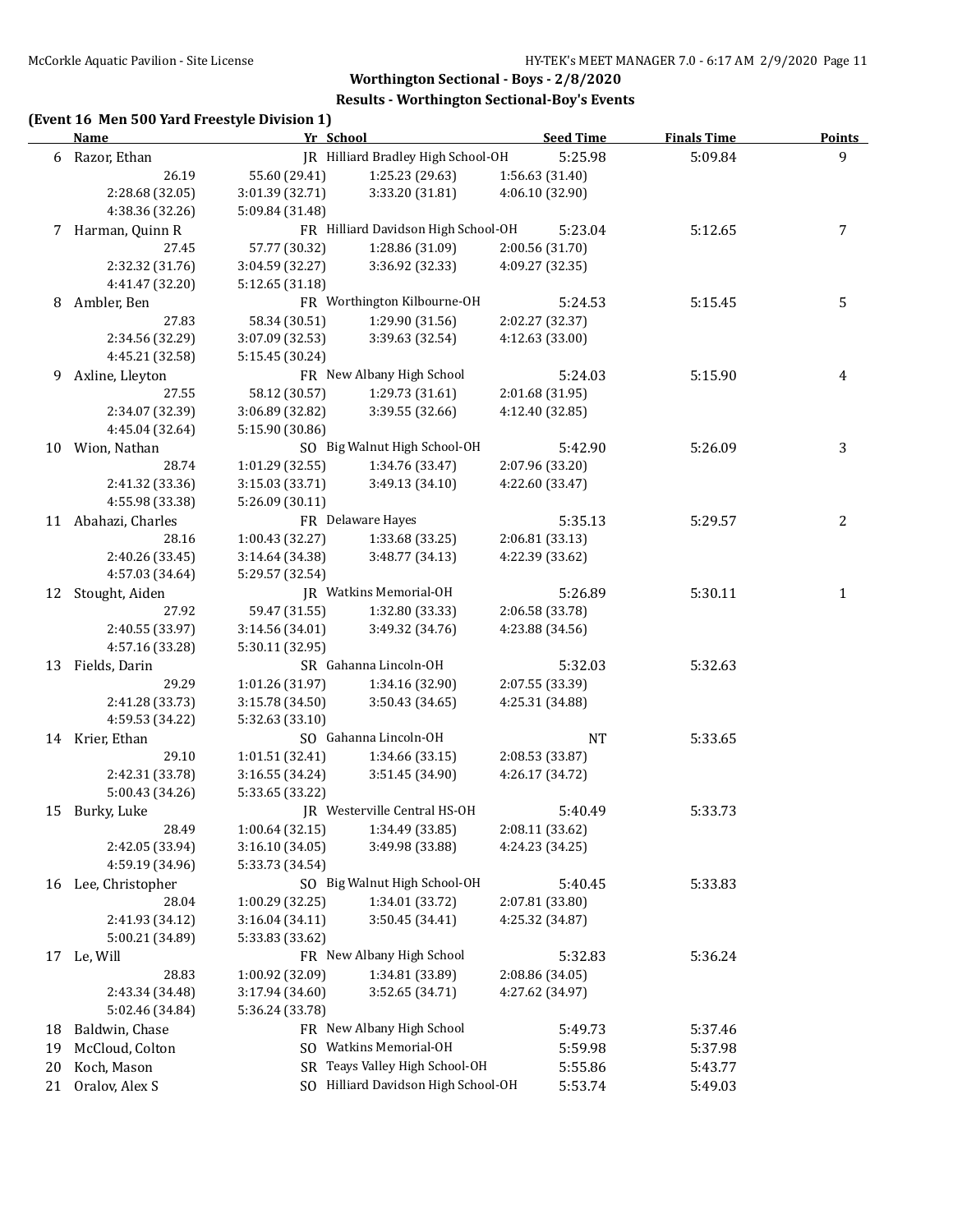## Worthington Sectional - Boys - 2/8/2020

### Results - Worthington Sectional-Boy's Events

**(Event 16 Men 500 Yard Freestyle Division 1)**

| | Name | Yr | School | Seed Time | Finals Time | Points |
|---|---|---|---|---|---|---|
| 6 | Razor, Ethan | JR | Hilliard Bradley High School-OH | 5:25.98 | 5:09.84 | 9 |
| | 26.19 | 55.60 (29.41) | 1:25.23 (29.63) | 1:56.63 (31.40) | | |
| | 2:28.68 (32.05) | 3:01.39 (32.71) | 3:33.20 (31.81) | 4:06.10 (32.90) | | |
| | 4:38.36 (32.26) | 5:09.84 (31.48) | | | | |
| 7 | Harman, Quinn R | FR | Hilliard Davidson High School-OH | 5:23.04 | 5:12.65 | 7 |
| | 27.45 | 57.77 (30.32) | 1:28.86 (31.09) | 2:00.56 (31.70) | | |
| | 2:32.32 (31.76) | 3:04.59 (32.27) | 3:36.92 (32.33) | 4:09.27 (32.35) | | |
| | 4:41.47 (32.20) | 5:12.65 (31.18) | | | | |
| 8 | Ambler, Ben | FR | Worthington Kilbourne-OH | 5:24.53 | 5:15.45 | 5 |
| | 27.83 | 58.34 (30.51) | 1:29.90 (31.56) | 2:02.27 (32.37) | | |
| | 2:34.56 (32.29) | 3:07.09 (32.53) | 3:39.63 (32.54) | 4:12.63 (33.00) | | |
| | 4:45.21 (32.58) | 5:15.45 (30.24) | | | | |
| 9 | Axline, Lleyton | FR | New Albany High School | 5:24.03 | 5:15.90 | 4 |
| | 27.55 | 58.12 (30.57) | 1:29.73 (31.61) | 2:01.68 (31.95) | | |
| | 2:34.07 (32.39) | 3:06.89 (32.82) | 3:39.55 (32.66) | 4:12.40 (32.85) | | |
| | 4:45.04 (32.64) | 5:15.90 (30.86) | | | | |
| 10 | Wion, Nathan | SO | Big Walnut High School-OH | 5:42.90 | 5:26.09 | 3 |
| | 28.74 | 1:01.29 (32.55) | 1:34.76 (33.47) | 2:07.96 (33.20) | | |
| | 2:41.32 (33.36) | 3:15.03 (33.71) | 3:49.13 (34.10) | 4:22.60 (33.47) | | |
| | 4:55.98 (33.38) | 5:26.09 (30.11) | | | | |
| 11 | Abahazi, Charles | FR | Delaware Hayes | 5:35.13 | 5:29.57 | 2 |
| | 28.16 | 1:00.43 (32.27) | 1:33.68 (33.25) | 2:06.81 (33.13) | | |
| | 2:40.26 (33.45) | 3:14.64 (34.38) | 3:48.77 (34.13) | 4:22.39 (33.62) | | |
| | 4:57.03 (34.64) | 5:29.57 (32.54) | | | | |
| 12 | Stought, Aiden | JR | Watkins Memorial-OH | 5:26.89 | 5:30.11 | 1 |
| | 27.92 | 59.47 (31.55) | 1:32.80 (33.33) | 2:06.58 (33.78) | | |
| | 2:40.55 (33.97) | 3:14.56 (34.01) | 3:49.32 (34.76) | 4:23.88 (34.56) | | |
| | 4:57.16 (33.28) | 5:30.11 (32.95) | | | | |
| 13 | Fields, Darin | SR | Gahanna Lincoln-OH | 5:32.03 | 5:32.63 | |
| | 29.29 | 1:01.26 (31.97) | 1:34.16 (32.90) | 2:07.55 (33.39) | | |
| | 2:41.28 (33.73) | 3:15.78 (34.50) | 3:50.43 (34.65) | 4:25.31 (34.88) | | |
| | 4:59.53 (34.22) | 5:32.63 (33.10) | | | | |
| 14 | Krier, Ethan | SO | Gahanna Lincoln-OH | NT | 5:33.65 | |
| | 29.10 | 1:01.51 (32.41) | 1:34.66 (33.15) | 2:08.53 (33.87) | | |
| | 2:42.31 (33.78) | 3:16.55 (34.24) | 3:51.45 (34.90) | 4:26.17 (34.72) | | |
| | 5:00.43 (34.26) | 5:33.65 (33.22) | | | | |
| 15 | Burky, Luke | JR | Westerville Central HS-OH | 5:40.49 | 5:33.73 | |
| | 28.49 | 1:00.64 (32.15) | 1:34.49 (33.85) | 2:08.11 (33.62) | | |
| | 2:42.05 (33.94) | 3:16.10 (34.05) | 3:49.98 (33.88) | 4:24.23 (34.25) | | |
| | 4:59.19 (34.96) | 5:33.73 (34.54) | | | | |
| 16 | Lee, Christopher | SO | Big Walnut High School-OH | 5:40.45 | 5:33.83 | |
| | 28.04 | 1:00.29 (32.25) | 1:34.01 (33.72) | 2:07.81 (33.80) | | |
| | 2:41.93 (34.12) | 3:16.04 (34.11) | 3:50.45 (34.41) | 4:25.32 (34.87) | | |
| | 5:00.21 (34.89) | 5:33.83 (33.62) | | | | |
| 17 | Le, Will | FR | New Albany High School | 5:32.83 | 5:36.24 | |
| | 28.83 | 1:00.92 (32.09) | 1:34.81 (33.89) | 2:08.86 (34.05) | | |
| | 2:43.34 (34.48) | 3:17.94 (34.60) | 3:52.65 (34.71) | 4:27.62 (34.97) | | |
| | 5:02.46 (34.84) | 5:36.24 (33.78) | | | | |
| 18 | Baldwin, Chase | FR | New Albany High School | 5:49.73 | 5:37.46 | |
| 19 | McCloud, Colton | SO | Watkins Memorial-OH | 5:59.98 | 5:37.98 | |
| 20 | Koch, Mason | SR | Teays Valley High School-OH | 5:55.86 | 5:43.77 | |
| 21 | Oralov, Alex S | SO | Hilliard Davidson High School-OH | 5:53.74 | 5:49.03 | |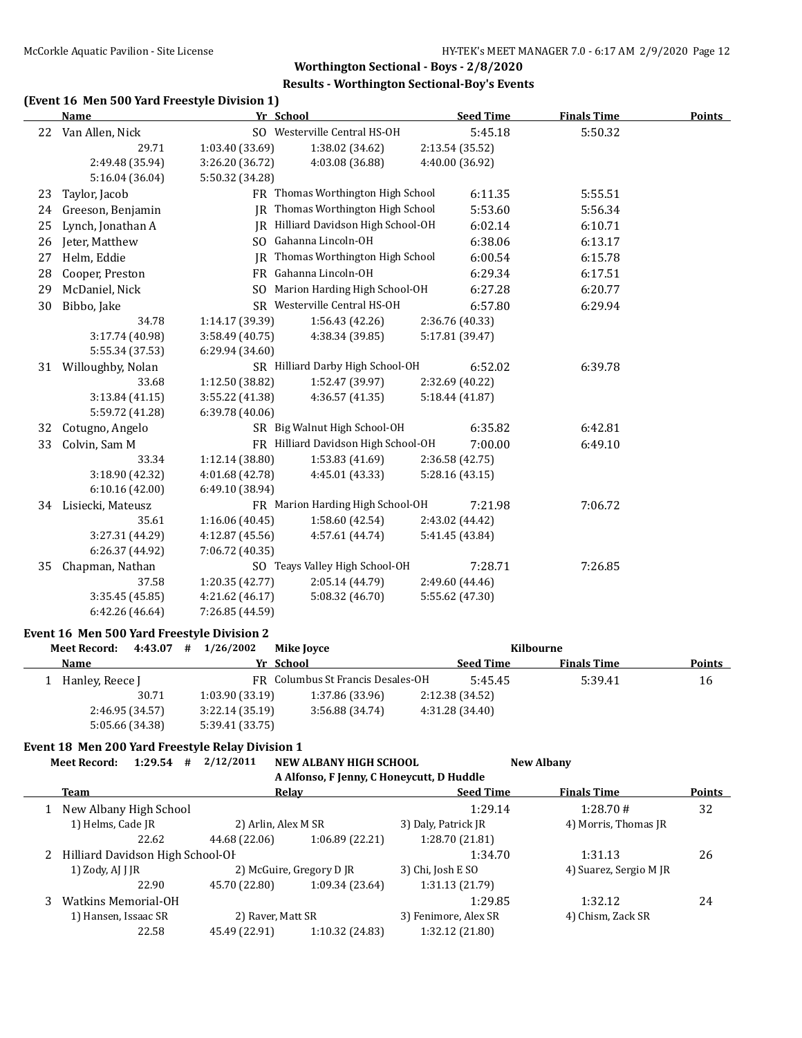McCorkle Aquatic Pavilion - Site License

**Worthington Sectional - Boys - 2/8/2020**

**Results - Worthington Sectional-Boy's Events**

### (Event 16 Men 500 Yard Freestyle Division 1)

| | Name | Yr | School | Seed Time | Finals Time | Points |
|---|---|---|---|---|---|---|
| 22 | Van Allen, Nick | SO | Westerville Central HS-OH | 5:45.18 | 5:50.32 | |
| | 29.71 / 1:03.40 (33.69) / 1:38.02 (34.62) / 2:13.54 (35.52) / 2:49.48 (35.94) / 3:26.20 (36.72) / 4:03.08 (36.88) / 4:40.00 (36.92) / 5:16.04 (36.04) / 5:50.32 (34.28) | | | | | |
| 23 | Taylor, Jacob | FR | Thomas Worthington High School | 6:11.35 | 5:55.51 | |
| 24 | Greeson, Benjamin | JR | Thomas Worthington High School | 5:53.60 | 5:56.34 | |
| 25 | Lynch, Jonathan A | JR | Hilliard Davidson High School-OH | 6:02.14 | 6:10.71 | |
| 26 | Jeter, Matthew | SO | Gahanna Lincoln-OH | 6:38.06 | 6:13.17 | |
| 27 | Helm, Eddie | JR | Thomas Worthington High School | 6:00.54 | 6:15.78 | |
| 28 | Cooper, Preston | FR | Gahanna Lincoln-OH | 6:29.34 | 6:17.51 | |
| 29 | McDaniel, Nick | SO | Marion Harding High School-OH | 6:27.28 | 6:20.77 | |
| 30 | Bibbo, Jake | SR | Westerville Central HS-OH | 6:57.80 | 6:29.94 | |
| | 34.78 / 1:14.17 (39.39) / 1:56.43 (42.26) / 2:36.76 (40.33) / 3:17.74 (40.98) / 3:58.49 (40.75) / 4:38.34 (39.85) / 5:17.81 (39.47) / 5:55.34 (37.53) / 6:29.94 (34.60) | | | | | |
| 31 | Willoughby, Nolan | SR | Hilliard Darby High School-OH | 6:52.02 | 6:39.78 | |
| | 33.68 / 1:12.50 (38.82) / 1:52.47 (39.97) / 2:32.69 (40.22) / 3:13.84 (41.15) / 3:55.22 (41.38) / 4:36.57 (41.35) / 5:18.44 (41.87) / 5:59.72 (41.28) / 6:39.78 (40.06) | | | | | |
| 32 | Cotugno, Angelo | SR | Big Walnut High School-OH | 6:35.82 | 6:42.81 | |
| 33 | Colvin, Sam M | FR | Hilliard Davidson High School-OH | 7:00.00 | 6:49.10 | |
| | 33.34 / 1:12.14 (38.80) / 1:53.83 (41.69) / 2:36.58 (42.75) / 3:18.90 (42.32) / 4:01.68 (42.78) / 4:45.01 (43.33) / 5:28.16 (43.15) / 6:10.16 (42.00) / 6:49.10 (38.94) | | | | | |
| 34 | Lisiecki, Mateusz | FR | Marion Harding High School-OH | 7:21.98 | 7:06.72 | |
| | 35.61 / 1:16.06 (40.45) / 1:58.60 (42.54) / 2:43.02 (44.42) / 3:27.31 (44.29) / 4:12.87 (45.56) / 4:57.61 (44.74) / 5:41.45 (43.84) / 6:26.37 (44.92) / 7:06.72 (40.35) | | | | | |
| 35 | Chapman, Nathan | SO | Teays Valley High School-OH | 7:28.71 | 7:26.85 | |
| | 37.58 / 1:20.35 (42.77) / 2:05.14 (44.79) / 2:49.60 (44.46) / 3:35.45 (45.85) / 4:21.62 (46.17) / 5:08.32 (46.70) / 5:55.62 (47.30) / 6:42.26 (46.64) / 7:26.85 (44.59) | | | | | |

### Event 16 Men 500 Yard Freestyle Division 2

**Meet Record: 4:43.07 # 1/26/2002 Mike Joyce — Kilbourne**

| | Name | Yr | School | Seed Time | Finals Time | Points |
|---|---|---|---|---|---|---|
| 1 | Hanley, Reece J | FR | Columbus St Francis Desales-OH | 5:45.45 | 5:39.41 | 16 |
| | 30.71 / 1:03.90 (33.19) / 1:37.86 (33.96) / 2:12.38 (34.52) / 2:46.95 (34.57) / 3:22.14 (35.19) / 3:56.88 (34.74) / 4:31.28 (34.40) / 5:05.66 (34.38) / 5:39.41 (33.75) | | | | | |

### Event 18 Men 200 Yard Freestyle Relay Division 1

**Meet Record: 1:29.54 # 2/12/2011 NEW ALBANY HIGH SCHOOL — New Albany**
**A Alfonso, F Jenny, C Honeycutt, D Huddle**

| | Team | Relay | Seed Time | Finals Time | Points |
|---|---|---|---|---|---|
| 1 | New Albany High School | | 1:29.14 | 1:28.70 # | 32 |
| | 1) Helms, Cade JR; 2) Arlin, Alex M SR; 3) Daly, Patrick JR; 4) Morris, Thomas JR | | | | |
| | 22.62 / 44.68 (22.06) / 1:06.89 (22.21) / 1:28.70 (21.81) | | | | |
| 2 | Hilliard Davidson High School-OH | | 1:34.70 | 1:31.13 | 26 |
| | 1) Zody, AJ J JR; 2) McGuire, Gregory D JR; 3) Chi, Josh E SO; 4) Suarez, Sergio M JR | | | | |
| | 22.90 / 45.70 (22.80) / 1:09.34 (23.64) / 1:31.13 (21.79) | | | | |
| 3 | Watkins Memorial-OH | | 1:29.85 | 1:32.12 | 24 |
| | 1) Hansen, Issaac SR; 2) Raver, Matt SR; 3) Fenimore, Alex SR; 4) Chism, Zack SR | | | | |
| | 22.58 / 45.49 (22.91) / 1:10.32 (24.83) / 1:32.12 (21.80) | | | | |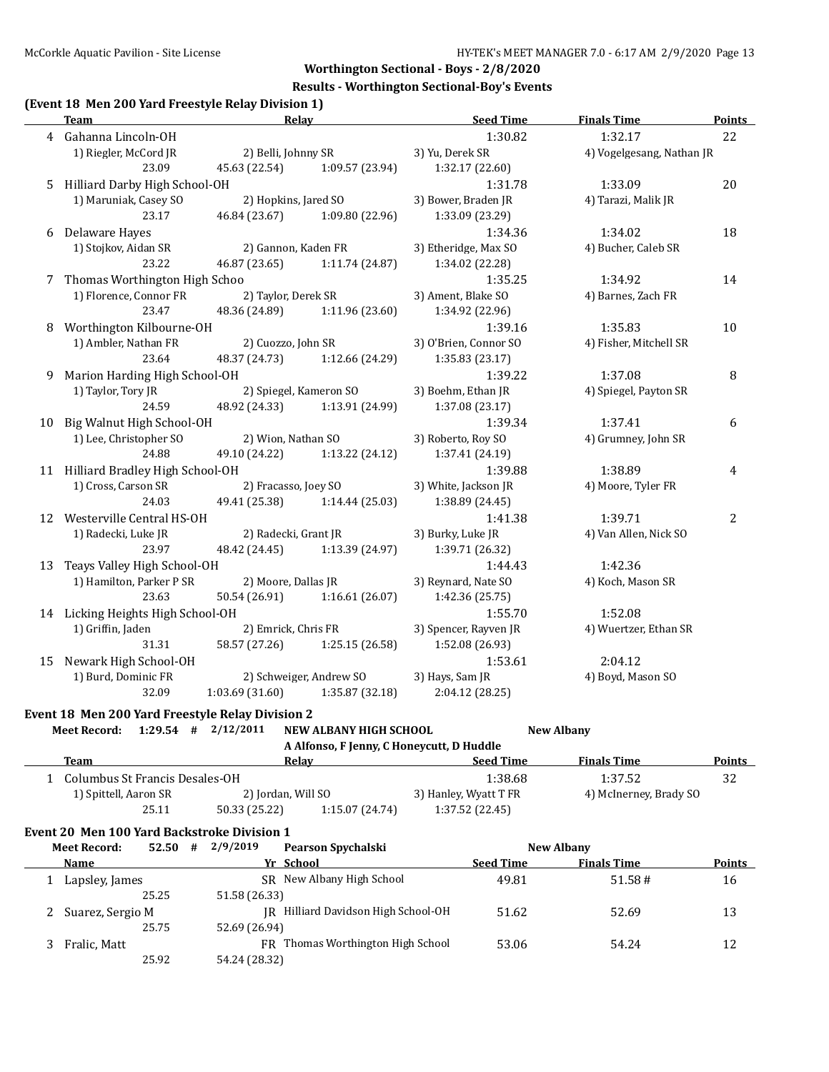**Worthington Sectional - Boys - 2/8/2020**

**Results - Worthington Sectional-Boy's Events**

### (Event 18 Men 200 Yard Freestyle Relay Division 1)

| | Team | Relay | | | Seed Time | Finals Time | Points |
|---|---|---|---|---|---|---|---|
| 4 | Gahanna Lincoln-OH | | | | 1:30.82 | 1:32.17 | 22 |
| | 1) Riegler, McCord JR | 2) Belli, Johnny SR | | 3) Yu, Derek SR | | 4) Vogelgesang, Nathan JR | |
| | 23.09 | 45.63 (22.54) | 1:09.57 (23.94) | 1:32.17 (22.60) | | | |
| 5 | Hilliard Darby High School-OH | | | | 1:31.78 | 1:33.09 | 20 |
| | 1) Maruniak, Casey SO | 2) Hopkins, Jared SO | | 3) Bower, Braden JR | | 4) Tarazi, Malik JR | |
| | 23.17 | 46.84 (23.67) | 1:09.80 (22.96) | 1:33.09 (23.29) | | | |
| 6 | Delaware Hayes | | | | 1:34.36 | 1:34.02 | 18 |
| | 1) Stojkov, Aidan SR | 2) Gannon, Kaden FR | | 3) Etheridge, Max SO | | 4) Bucher, Caleb SR | |
| | 23.22 | 46.87 (23.65) | 1:11.74 (24.87) | 1:34.02 (22.28) | | | |
| 7 | Thomas Worthington High Schoo | | | | 1:35.25 | 1:34.92 | 14 |
| | 1) Florence, Connor FR | 2) Taylor, Derek SR | | 3) Ament, Blake SO | | 4) Barnes, Zach FR | |
| | 23.47 | 48.36 (24.89) | 1:11.96 (23.60) | 1:34.92 (22.96) | | | |
| 8 | Worthington Kilbourne-OH | | | | 1:39.16 | 1:35.83 | 10 |
| | 1) Ambler, Nathan FR | 2) Cuozzo, John SR | | 3) O'Brien, Connor SO | | 4) Fisher, Mitchell SR | |
| | 23.64 | 48.37 (24.73) | 1:12.66 (24.29) | 1:35.83 (23.17) | | | |
| 9 | Marion Harding High School-OH | | | | 1:39.22 | 1:37.08 | 8 |
| | 1) Taylor, Tory JR | 2) Spiegel, Kameron SO | | 3) Boehm, Ethan JR | | 4) Spiegel, Payton SR | |
| | 24.59 | 48.92 (24.33) | 1:13.91 (24.99) | 1:37.08 (23.17) | | | |
| 10 | Big Walnut High School-OH | | | | 1:39.34 | 1:37.41 | 6 |
| | 1) Lee, Christopher SO | 2) Wion, Nathan SO | | 3) Roberto, Roy SO | | 4) Grumney, John SR | |
| | 24.88 | 49.10 (24.22) | 1:13.22 (24.12) | 1:37.41 (24.19) | | | |
| 11 | Hilliard Bradley High School-OH | | | | 1:39.88 | 1:38.89 | 4 |
| | 1) Cross, Carson SR | 2) Fracasso, Joey SO | | 3) White, Jackson JR | | 4) Moore, Tyler FR | |
| | 24.03 | 49.41 (25.38) | 1:14.44 (25.03) | 1:38.89 (24.45) | | | |
| 12 | Westerville Central HS-OH | | | | 1:41.38 | 1:39.71 | 2 |
| | 1) Radecki, Luke JR | 2) Radecki, Grant JR | | 3) Burky, Luke JR | | 4) Van Allen, Nick SO | |
| | 23.97 | 48.42 (24.45) | 1:13.39 (24.97) | 1:39.71 (26.32) | | | |
| 13 | Teays Valley High School-OH | | | | 1:44.43 | 1:42.36 | |
| | 1) Hamilton, Parker P SR | 2) Moore, Dallas JR | | 3) Reynard, Nate SO | | 4) Koch, Mason SR | |
| | 23.63 | 50.54 (26.91) | 1:16.61 (26.07) | 1:42.36 (25.75) | | | |
| 14 | Licking Heights High School-OH | | | | 1:55.70 | 1:52.08 | |
| | 1) Griffin, Jaden | 2) Emrick, Chris FR | | 3) Spencer, Rayven JR | | 4) Wuertzer, Ethan SR | |
| | 31.31 | 58.57 (27.26) | 1:25.15 (26.58) | 1:52.08 (26.93) | | | |
| 15 | Newark High School-OH | | | | 1:53.61 | 2:04.12 | |
| | 1) Burd, Dominic FR | 2) Schweiger, Andrew SO | | 3) Hays, Sam JR | | 4) Boyd, Mason SO | |
| | 32.09 | 1:03.69 (31.60) | 1:35.87 (32.18) | 2:04.12 (28.25) | | | |

### Event 18 Men 200 Yard Freestyle Relay Division 2

**Meet Record:** 1:29.54 # 2/12/2011 NEW ALBANY HIGH SCHOOL — New Albany
A Alfonso, F Jenny, C Honeycutt, D Huddle

| | Team | Relay | | | Seed Time | Finals Time | Points |
|---|---|---|---|---|---|---|---|
| 1 | Columbus St Francis Desales-OH | | | | 1:38.68 | 1:37.52 | 32 |
| | 1) Spittell, Aaron SR | 2) Jordan, Will SO | | 3) Hanley, Wyatt T FR | | 4) McInerney, Brady SO | |
| | 25.11 | 50.33 (25.22) | 1:15.07 (24.74) | 1:37.52 (22.45) | | | |

### Event 20 Men 100 Yard Backstroke Division 1

**Meet Record:** 52.50 # 2/9/2019 Pearson Spychalski — New Albany

| | Name | | Yr | School | Seed Time | Finals Time | Points |
|---|---|---|---|---|---|---|---|
| 1 | Lapsley, James | | SR | New Albany High School | 49.81 | 51.58 # | 16 |
| | 25.25 | 51.58 (26.33) | | | | | |
| 2 | Suarez, Sergio M | | JR | Hilliard Davidson High School-OH | 51.62 | 52.69 | 13 |
| | 25.75 | 52.69 (26.94) | | | | | |
| 3 | Fralic, Matt | | FR | Thomas Worthington High School | 53.06 | 54.24 | 12 |
| | 25.92 | 54.24 (28.32) | | | | | |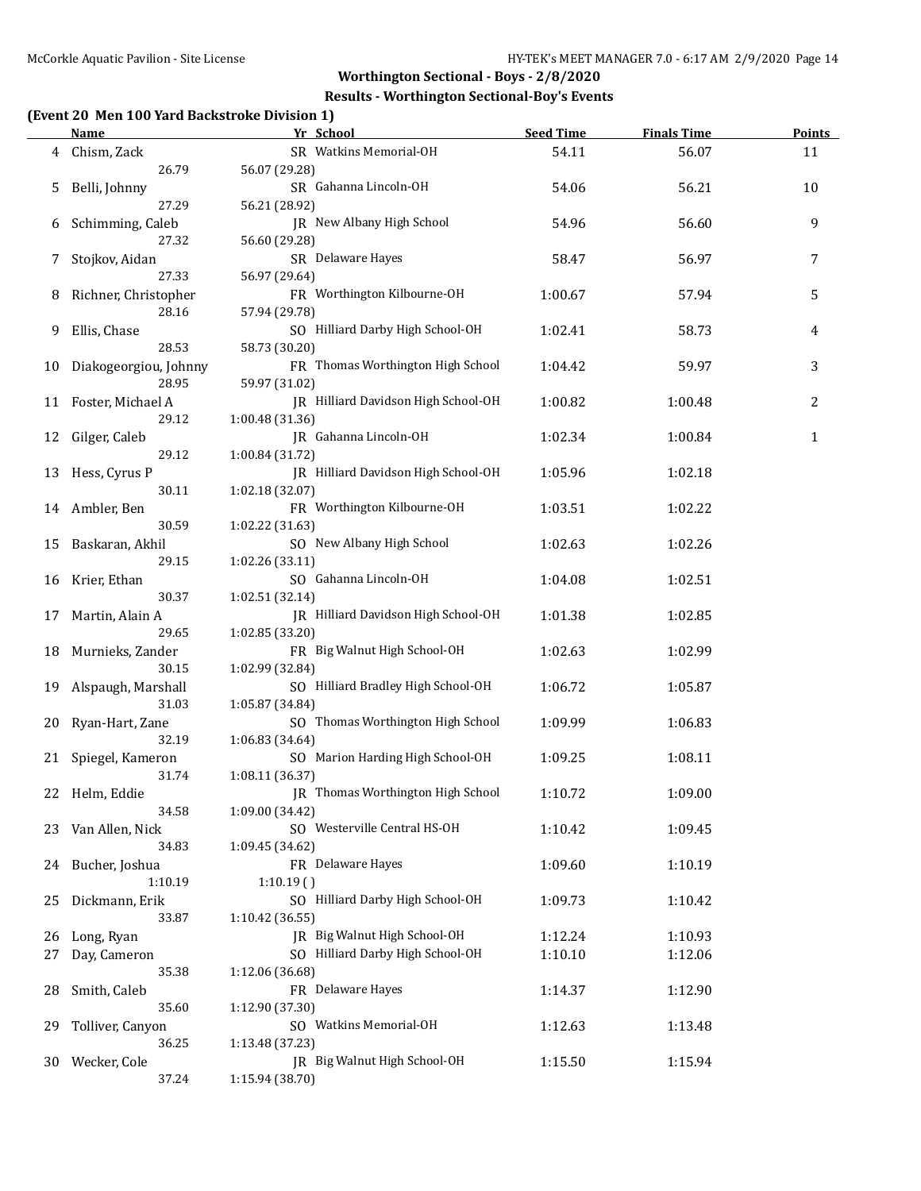Worthington Sectional - Boys - 2/8/2020

Results - Worthington Sectional-Boy's Events

### (Event 20 Men 100 Yard Backstroke Division 1)

| | Name | Yr | School | Seed Time | Finals Time | Points |
|---|---|---|---|---|---|---|
| 4 | Chism, Zack | SR | Watkins Memorial-OH | 54.11 | 56.07 | 11 |
| | 26.79 | 56.07 (29.28) | | | | |
| 5 | Belli, Johnny | SR | Gahanna Lincoln-OH | 54.06 | 56.21 | 10 |
| | 27.29 | 56.21 (28.92) | | | | |
| 6 | Schimming, Caleb | JR | New Albany High School | 54.96 | 56.60 | 9 |
| | 27.32 | 56.60 (29.28) | | | | |
| 7 | Stojkov, Aidan | SR | Delaware Hayes | 58.47 | 56.97 | 7 |
| | 27.33 | 56.97 (29.64) | | | | |
| 8 | Richner, Christopher | FR | Worthington Kilbourne-OH | 1:00.67 | 57.94 | 5 |
| | 28.16 | 57.94 (29.78) | | | | |
| 9 | Ellis, Chase | SO | Hilliard Darby High School-OH | 1:02.41 | 58.73 | 4 |
| | 28.53 | 58.73 (30.20) | | | | |
| 10 | Diakogeorgiou, Johnny | FR | Thomas Worthington High School | 1:04.42 | 59.97 | 3 |
| | 28.95 | 59.97 (31.02) | | | | |
| 11 | Foster, Michael A | JR | Hilliard Davidson High School-OH | 1:00.82 | 1:00.48 | 2 |
| | 29.12 | 1:00.48 (31.36) | | | | |
| 12 | Gilger, Caleb | JR | Gahanna Lincoln-OH | 1:02.34 | 1:00.84 | 1 |
| | 29.12 | 1:00.84 (31.72) | | | | |
| 13 | Hess, Cyrus P | JR | Hilliard Davidson High School-OH | 1:05.96 | 1:02.18 | |
| | 30.11 | 1:02.18 (32.07) | | | | |
| 14 | Ambler, Ben | FR | Worthington Kilbourne-OH | 1:03.51 | 1:02.22 | |
| | 30.59 | 1:02.22 (31.63) | | | | |
| 15 | Baskaran, Akhil | SO | New Albany High School | 1:02.63 | 1:02.26 | |
| | 29.15 | 1:02.26 (33.11) | | | | |
| 16 | Krier, Ethan | SO | Gahanna Lincoln-OH | 1:04.08 | 1:02.51 | |
| | 30.37 | 1:02.51 (32.14) | | | | |
| 17 | Martin, Alain A | JR | Hilliard Davidson High School-OH | 1:01.38 | 1:02.85 | |
| | 29.65 | 1:02.85 (33.20) | | | | |
| 18 | Murnieks, Zander | FR | Big Walnut High School-OH | 1:02.63 | 1:02.99 | |
| | 30.15 | 1:02.99 (32.84) | | | | |
| 19 | Alspaugh, Marshall | SO | Hilliard Bradley High School-OH | 1:06.72 | 1:05.87 | |
| | 31.03 | 1:05.87 (34.84) | | | | |
| 20 | Ryan-Hart, Zane | SO | Thomas Worthington High School | 1:09.99 | 1:06.83 | |
| | 32.19 | 1:06.83 (34.64) | | | | |
| 21 | Spiegel, Kameron | SO | Marion Harding High School-OH | 1:09.25 | 1:08.11 | |
| | 31.74 | 1:08.11 (36.37) | | | | |
| 22 | Helm, Eddie | JR | Thomas Worthington High School | 1:10.72 | 1:09.00 | |
| | 34.58 | 1:09.00 (34.42) | | | | |
| 23 | Van Allen, Nick | SO | Westerville Central HS-OH | 1:10.42 | 1:09.45 | |
| | 34.83 | 1:09.45 (34.62) | | | | |
| 24 | Bucher, Joshua | FR | Delaware Hayes | 1:09.60 | 1:10.19 | |
| | 1:10.19 | 1:10.19 ( ) | | | | |
| 25 | Dickmann, Erik | SO | Hilliard Darby High School-OH | 1:09.73 | 1:10.42 | |
| | 33.87 | 1:10.42 (36.55) | | | | |
| 26 | Long, Ryan | JR | Big Walnut High School-OH | 1:12.24 | 1:10.93 | |
| 27 | Day, Cameron | SO | Hilliard Darby High School-OH | 1:10.10 | 1:12.06 | |
| | 35.38 | 1:12.06 (36.68) | | | | |
| 28 | Smith, Caleb | FR | Delaware Hayes | 1:14.37 | 1:12.90 | |
| | 35.60 | 1:12.90 (37.30) | | | | |
| 29 | Tolliver, Canyon | SO | Watkins Memorial-OH | 1:12.63 | 1:13.48 | |
| | 36.25 | 1:13.48 (37.23) | | | | |
| 30 | Wecker, Cole | JR | Big Walnut High School-OH | 1:15.50 | 1:15.94 | |
| | 37.24 | 1:15.94 (38.70) | | | | |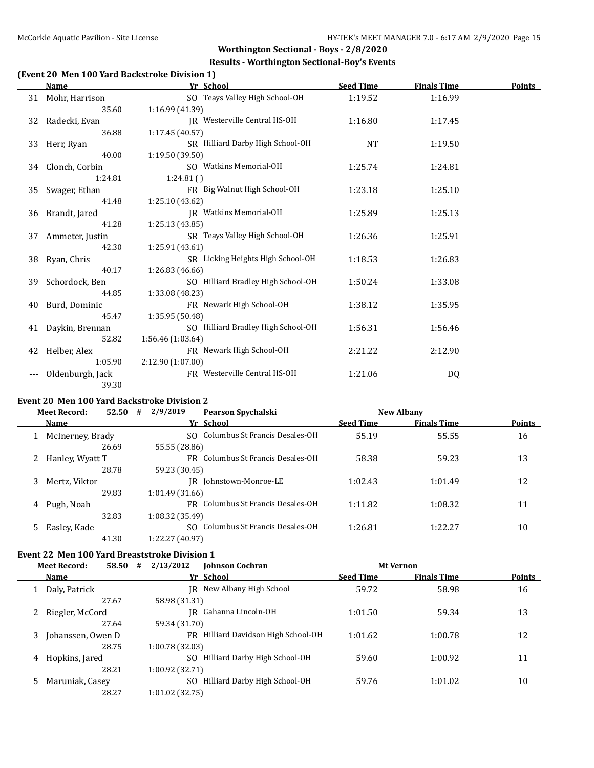**Worthington Sectional - Boys - 2/8/2020**

**Results - Worthington Sectional-Boy's Events**

### (Event 20 Men 100 Yard Backstroke Division 1)

| | Name | Yr | School | Seed Time | Finals Time | Points |
|---|---|---|---|---|---|---|
| 31 | Mohr, Harrison | SO | Teays Valley High School-OH | 1:19.52 | 1:16.99 | |
| | 35.60 | 1:16.99 (41.39) | | | | |
| 32 | Radecki, Evan | JR | Westerville Central HS-OH | 1:16.80 | 1:17.45 | |
| | 36.88 | 1:17.45 (40.57) | | | | |
| 33 | Herr, Ryan | SR | Hilliard Darby High School-OH | NT | 1:19.50 | |
| | 40.00 | 1:19.50 (39.50) | | | | |
| 34 | Clonch, Corbin | SO | Watkins Memorial-OH | 1:25.74 | 1:24.81 | |
| | 1:24.81 | 1:24.81 ( ) | | | | |
| 35 | Swager, Ethan | FR | Big Walnut High School-OH | 1:23.18 | 1:25.10 | |
| | 41.48 | 1:25.10 (43.62) | | | | |
| 36 | Brandt, Jared | JR | Watkins Memorial-OH | 1:25.89 | 1:25.13 | |
| | 41.28 | 1:25.13 (43.85) | | | | |
| 37 | Ammeter, Justin | SR | Teays Valley High School-OH | 1:26.36 | 1:25.91 | |
| | 42.30 | 1:25.91 (43.61) | | | | |
| 38 | Ryan, Chris | SR | Licking Heights High School-OH | 1:18.53 | 1:26.83 | |
| | 40.17 | 1:26.83 (46.66) | | | | |
| 39 | Schordock, Ben | SO | Hilliard Bradley High School-OH | 1:50.24 | 1:33.08 | |
| | 44.85 | 1:33.08 (48.23) | | | | |
| 40 | Burd, Dominic | FR | Newark High School-OH | 1:38.12 | 1:35.95 | |
| | 45.47 | 1:35.95 (50.48) | | | | |
| 41 | Daykin, Brennan | SO | Hilliard Bradley High School-OH | 1:56.31 | 1:56.46 | |
| | 52.82 | 1:56.46 (1:03.64) | | | | |
| 42 | Helber, Alex | FR | Newark High School-OH | 2:21.22 | 2:12.90 | |
| | 1:05.90 | 2:12.90 (1:07.00) | | | | |
| --- | Oldenburgh, Jack | FR | Westerville Central HS-OH | 1:21.06 | DQ | |
| | 39.30 | | | | | |

### Event 20 Men 100 Yard Backstroke Division 2

Meet Record: 52.50 # 2/9/2019 Pearson Spychalski — New Albany

| | Name | Yr | School | Seed Time | Finals Time | Points |
|---|---|---|---|---|---|---|
| 1 | McInerney, Brady | SO | Columbus St Francis Desales-OH | 55.19 | 55.55 | 16 |
| | 26.69 | 55.55 (28.86) | | | | |
| 2 | Hanley, Wyatt T | FR | Columbus St Francis Desales-OH | 58.38 | 59.23 | 13 |
| | 28.78 | 59.23 (30.45) | | | | |
| 3 | Mertz, Viktor | JR | Johnstown-Monroe-LE | 1:02.43 | 1:01.49 | 12 |
| | 29.83 | 1:01.49 (31.66) | | | | |
| 4 | Pugh, Noah | FR | Columbus St Francis Desales-OH | 1:11.82 | 1:08.32 | 11 |
| | 32.83 | 1:08.32 (35.49) | | | | |
| 5 | Easley, Kade | SO | Columbus St Francis Desales-OH | 1:26.81 | 1:22.27 | 10 |
| | 41.30 | 1:22.27 (40.97) | | | | |

### Event 22 Men 100 Yard Breaststroke Division 1

Meet Record: 58.50 # 2/13/2012 Johnson Cochran — Mt Vernon

| | Name | Yr | School | Seed Time | Finals Time | Points |
|---|---|---|---|---|---|---|
| 1 | Daly, Patrick | JR | New Albany High School | 59.72 | 58.98 | 16 |
| | 27.67 | 58.98 (31.31) | | | | |
| 2 | Riegler, McCord | JR | Gahanna Lincoln-OH | 1:01.50 | 59.34 | 13 |
| | 27.64 | 59.34 (31.70) | | | | |
| 3 | Johanssen, Owen D | FR | Hilliard Davidson High School-OH | 1:01.62 | 1:00.78 | 12 |
| | 28.75 | 1:00.78 (32.03) | | | | |
| 4 | Hopkins, Jared | SO | Hilliard Darby High School-OH | 59.60 | 1:00.92 | 11 |
| | 28.21 | 1:00.92 (32.71) | | | | |
| 5 | Maruniak, Casey | SO | Hilliard Darby High School-OH | 59.76 | 1:01.02 | 10 |
| | 28.27 | 1:01.02 (32.75) | | | | |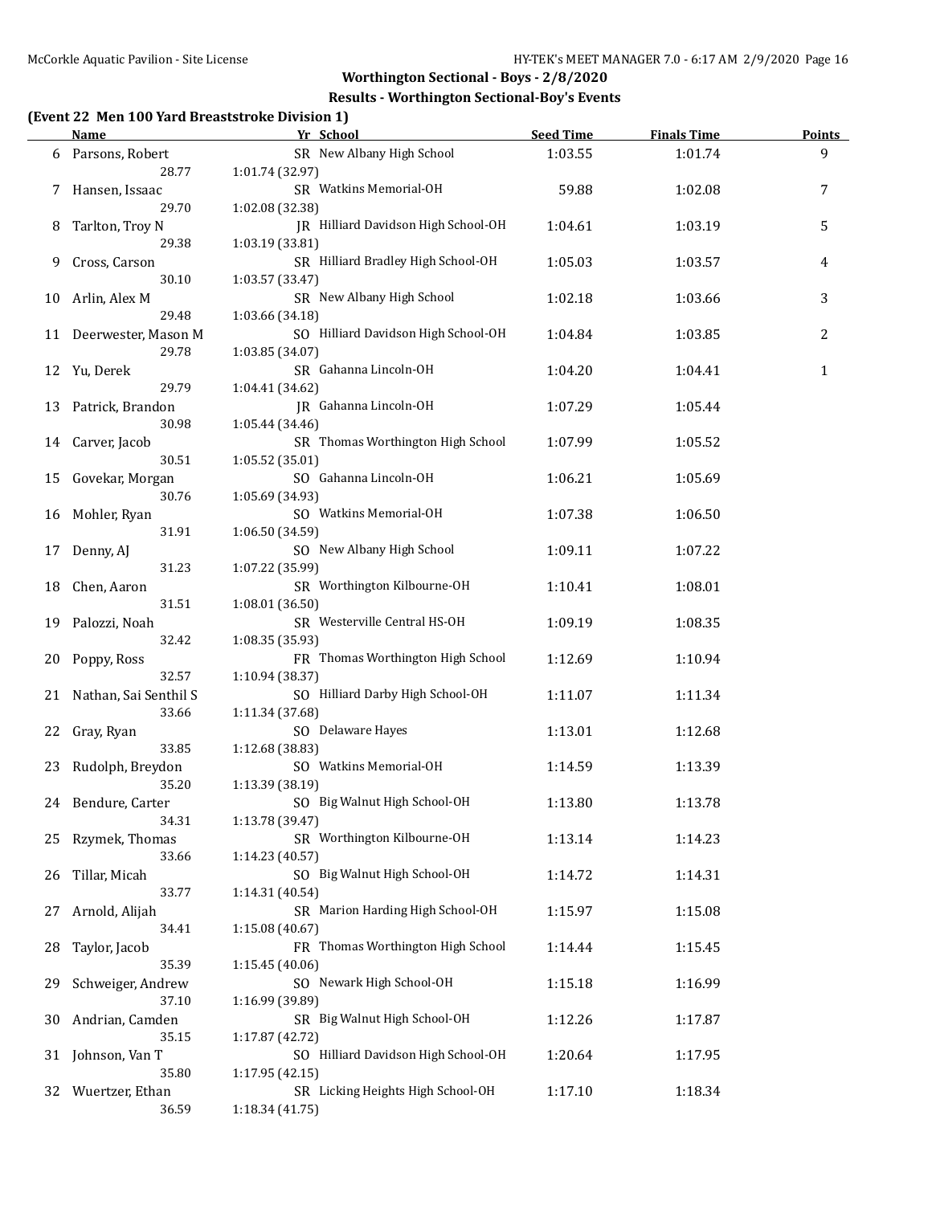## Worthington Sectional - Boys - 2/8/2020

### Results - Worthington Sectional-Boy's Events

**(Event 22 Men 100 Yard Breaststroke Division 1)**

| | Name | Yr | School | Seed Time | Finals Time | Points |
|---|---|---|---|---|---|---|
| 6 | Parsons, Robert | SR | New Albany High School | 1:03.55 | 1:01.74 | 9 |
| | 28.77 | 1:01.74 (32.97) | | | | |
| 7 | Hansen, Issaac | SR | Watkins Memorial-OH | 59.88 | 1:02.08 | 7 |
| | 29.70 | 1:02.08 (32.38) | | | | |
| 8 | Tarlton, Troy N | JR | Hilliard Davidson High School-OH | 1:04.61 | 1:03.19 | 5 |
| | 29.38 | 1:03.19 (33.81) | | | | |
| 9 | Cross, Carson | SR | Hilliard Bradley High School-OH | 1:05.03 | 1:03.57 | 4 |
| | 30.10 | 1:03.57 (33.47) | | | | |
| 10 | Arlin, Alex M | SR | New Albany High School | 1:02.18 | 1:03.66 | 3 |
| | 29.48 | 1:03.66 (34.18) | | | | |
| 11 | Deerwester, Mason M | SO | Hilliard Davidson High School-OH | 1:04.84 | 1:03.85 | 2 |
| | 29.78 | 1:03.85 (34.07) | | | | |
| 12 | Yu, Derek | SR | Gahanna Lincoln-OH | 1:04.20 | 1:04.41 | 1 |
| | 29.79 | 1:04.41 (34.62) | | | | |
| 13 | Patrick, Brandon | JR | Gahanna Lincoln-OH | 1:07.29 | 1:05.44 | |
| | 30.98 | 1:05.44 (34.46) | | | | |
| 14 | Carver, Jacob | SR | Thomas Worthington High School | 1:07.99 | 1:05.52 | |
| | 30.51 | 1:05.52 (35.01) | | | | |
| 15 | Govekar, Morgan | SO | Gahanna Lincoln-OH | 1:06.21 | 1:05.69 | |
| | 30.76 | 1:05.69 (34.93) | | | | |
| 16 | Mohler, Ryan | SO | Watkins Memorial-OH | 1:07.38 | 1:06.50 | |
| | 31.91 | 1:06.50 (34.59) | | | | |
| 17 | Denny, AJ | SO | New Albany High School | 1:09.11 | 1:07.22 | |
| | 31.23 | 1:07.22 (35.99) | | | | |
| 18 | Chen, Aaron | SR | Worthington Kilbourne-OH | 1:10.41 | 1:08.01 | |
| | 31.51 | 1:08.01 (36.50) | | | | |
| 19 | Palozzi, Noah | SR | Westerville Central HS-OH | 1:09.19 | 1:08.35 | |
| | 32.42 | 1:08.35 (35.93) | | | | |
| 20 | Poppy, Ross | FR | Thomas Worthington High School | 1:12.69 | 1:10.94 | |
| | 32.57 | 1:10.94 (38.37) | | | | |
| 21 | Nathan, Sai Senthil S | SO | Hilliard Darby High School-OH | 1:11.07 | 1:11.34 | |
| | 33.66 | 1:11.34 (37.68) | | | | |
| 22 | Gray, Ryan | SO | Delaware Hayes | 1:13.01 | 1:12.68 | |
| | 33.85 | 1:12.68 (38.83) | | | | |
| 23 | Rudolph, Breydon | SO | Watkins Memorial-OH | 1:14.59 | 1:13.39 | |
| | 35.20 | 1:13.39 (38.19) | | | | |
| 24 | Bendure, Carter | SO | Big Walnut High School-OH | 1:13.80 | 1:13.78 | |
| | 34.31 | 1:13.78 (39.47) | | | | |
| 25 | Rzymek, Thomas | SR | Worthington Kilbourne-OH | 1:13.14 | 1:14.23 | |
| | 33.66 | 1:14.23 (40.57) | | | | |
| 26 | Tillar, Micah | SO | Big Walnut High School-OH | 1:14.72 | 1:14.31 | |
| | 33.77 | 1:14.31 (40.54) | | | | |
| 27 | Arnold, Alijah | SR | Marion Harding High School-OH | 1:15.97 | 1:15.08 | |
| | 34.41 | 1:15.08 (40.67) | | | | |
| 28 | Taylor, Jacob | FR | Thomas Worthington High School | 1:14.44 | 1:15.45 | |
| | 35.39 | 1:15.45 (40.06) | | | | |
| 29 | Schweiger, Andrew | SO | Newark High School-OH | 1:15.18 | 1:16.99 | |
| | 37.10 | 1:16.99 (39.89) | | | | |
| 30 | Andrian, Camden | SR | Big Walnut High School-OH | 1:12.26 | 1:17.87 | |
| | 35.15 | 1:17.87 (42.72) | | | | |
| 31 | Johnson, Van T | SO | Hilliard Davidson High School-OH | 1:20.64 | 1:17.95 | |
| | 35.80 | 1:17.95 (42.15) | | | | |
| 32 | Wuertzer, Ethan | SR | Licking Heights High School-OH | 1:17.10 | 1:18.34 | |
| | 36.59 | 1:18.34 (41.75) | | | | |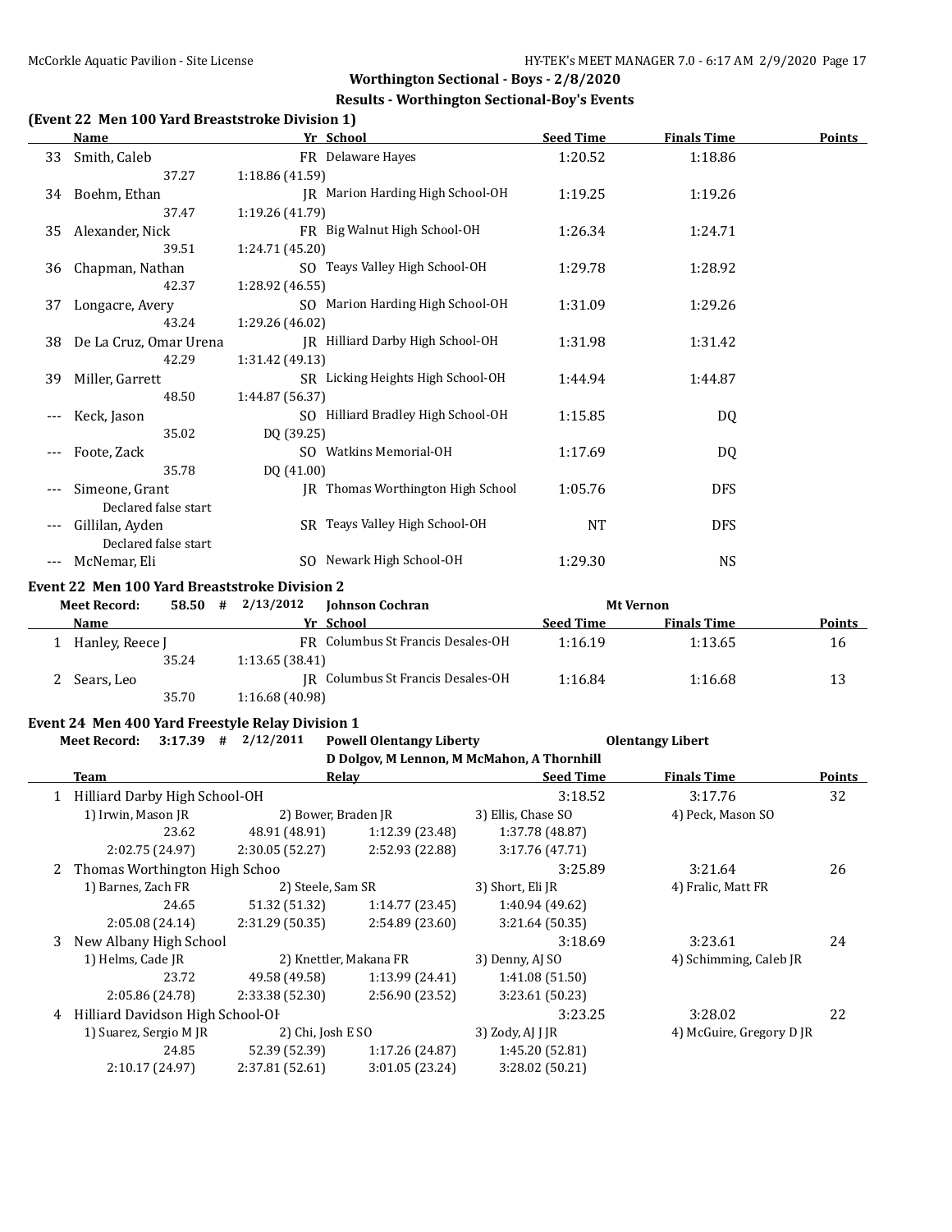## Worthington Sectional - Boys - 2/8/2020

### Results - Worthington Sectional-Boy's Events

#### (Event 22 Men 100 Yard Breaststroke Division 1)

| | Name | Yr | School | Seed Time | Finals Time | Points |
|---|---|---|---|---|---|---|
| 33 | Smith, Caleb | FR | Delaware Hayes | 1:20.52 | 1:18.86 | |
| | 37.27 / 1:18.86 (41.59) | | | | | |
| 34 | Boehm, Ethan | JR | Marion Harding High School-OH | 1:19.25 | 1:19.26 | |
| | 37.47 / 1:19.26 (41.79) | | | | | |
| 35 | Alexander, Nick | FR | Big Walnut High School-OH | 1:26.34 | 1:24.71 | |
| | 39.51 / 1:24.71 (45.20) | | | | | |
| 36 | Chapman, Nathan | SO | Teays Valley High School-OH | 1:29.78 | 1:28.92 | |
| | 42.37 / 1:28.92 (46.55) | | | | | |
| 37 | Longacre, Avery | SO | Marion Harding High School-OH | 1:31.09 | 1:29.26 | |
| | 43.24 / 1:29.26 (46.02) | | | | | |
| 38 | De La Cruz, Omar Urena | JR | Hilliard Darby High School-OH | 1:31.98 | 1:31.42 | |
| | 42.29 / 1:31.42 (49.13) | | | | | |
| 39 | Miller, Garrett | SR | Licking Heights High School-OH | 1:44.94 | 1:44.87 | |
| | 48.50 / 1:44.87 (56.37) | | | | | |
| --- | Keck, Jason | SO | Hilliard Bradley High School-OH | 1:15.85 | DQ | |
| | 35.02 / DQ (39.25) | | | | | |
| --- | Foote, Zack | SO | Watkins Memorial-OH | 1:17.69 | DQ | |
| | 35.78 / DQ (41.00) | | | | | |
| --- | Simeone, Grant | JR | Thomas Worthington High School | 1:05.76 | DFS | |
| | Declared false start | | | | | |
| --- | Gillilan, Ayden | SR | Teays Valley High School-OH | NT | DFS | |
| | Declared false start | | | | | |
| --- | McNemar, Eli | SO | Newark High School-OH | 1:29.30 | NS | |

#### Event 22 Men 100 Yard Breaststroke Division 2

Meet Record: 58.50 # 2/13/2012 Johnson Cochran — Mt Vernon

| | Name | Yr | School | Seed Time | Finals Time | Points |
|---|---|---|---|---|---|---|
| 1 | Hanley, Reece J | FR | Columbus St Francis Desales-OH | 1:16.19 | 1:13.65 | 16 |
| | 35.24 / 1:13.65 (38.41) | | | | | |
| 2 | Sears, Leo | JR | Columbus St Francis Desales-OH | 1:16.84 | 1:16.68 | 13 |
| | 35.70 / 1:16.68 (40.98) | | | | | |

#### Event 24 Men 400 Yard Freestyle Relay Division 1

Meet Record: 3:17.39 # 2/12/2011 Powell Olentangy Liberty — Olentangy Libert
D Dolgov, M Lennon, M McMahon, A Thornhill

| | Team | Relay | Seed Time | Finals Time | Points |
|---|---|---|---|---|---|
| 1 | Hilliard Darby High School-OH | | 3:18.52 | 3:17.76 | 32 |
| | 1) Irwin, Mason JR; 2) Bower, Braden JR; 3) Ellis, Chase SO; 4) Peck, Mason SO | | | | |
| | 23.62; 48.91 (48.91); 1:12.39 (23.48); 1:37.78 (48.87) | | | | |
| | 2:02.75 (24.97); 2:30.05 (52.27); 2:52.93 (22.88); 3:17.76 (47.71) | | | | |
| 2 | Thomas Worthington High Schoo | | 3:25.89 | 3:21.64 | 26 |
| | 1) Barnes, Zach FR; 2) Steele, Sam SR; 3) Short, Eli JR; 4) Fralic, Matt FR | | | | |
| | 24.65; 51.32 (51.32); 1:14.77 (23.45); 1:40.94 (49.62) | | | | |
| | 2:05.08 (24.14); 2:31.29 (50.35); 2:54.89 (23.60); 3:21.64 (50.35) | | | | |
| 3 | New Albany High School | | 3:18.69 | 3:23.61 | 24 |
| | 1) Helms, Cade JR; 2) Knettler, Makana FR; 3) Denny, AJ SO; 4) Schimming, Caleb JR | | | | |
| | 23.72; 49.58 (49.58); 1:13.99 (24.41); 1:41.08 (51.50) | | | | |
| | 2:05.86 (24.78); 2:33.38 (52.30); 2:56.90 (23.52); 3:23.61 (50.23) | | | | |
| 4 | Hilliard Davidson High School-OH | | 3:23.25 | 3:28.02 | 22 |
| | 1) Suarez, Sergio M JR; 2) Chi, Josh E SO; 3) Zody, AJ J JR; 4) McGuire, Gregory D JR | | | | |
| | 24.85; 52.39 (52.39); 1:17.26 (24.87); 1:45.20 (52.81) | | | | |
| | 2:10.17 (24.97); 2:37.81 (52.61); 3:01.05 (23.24); 3:28.02 (50.21) | | | | |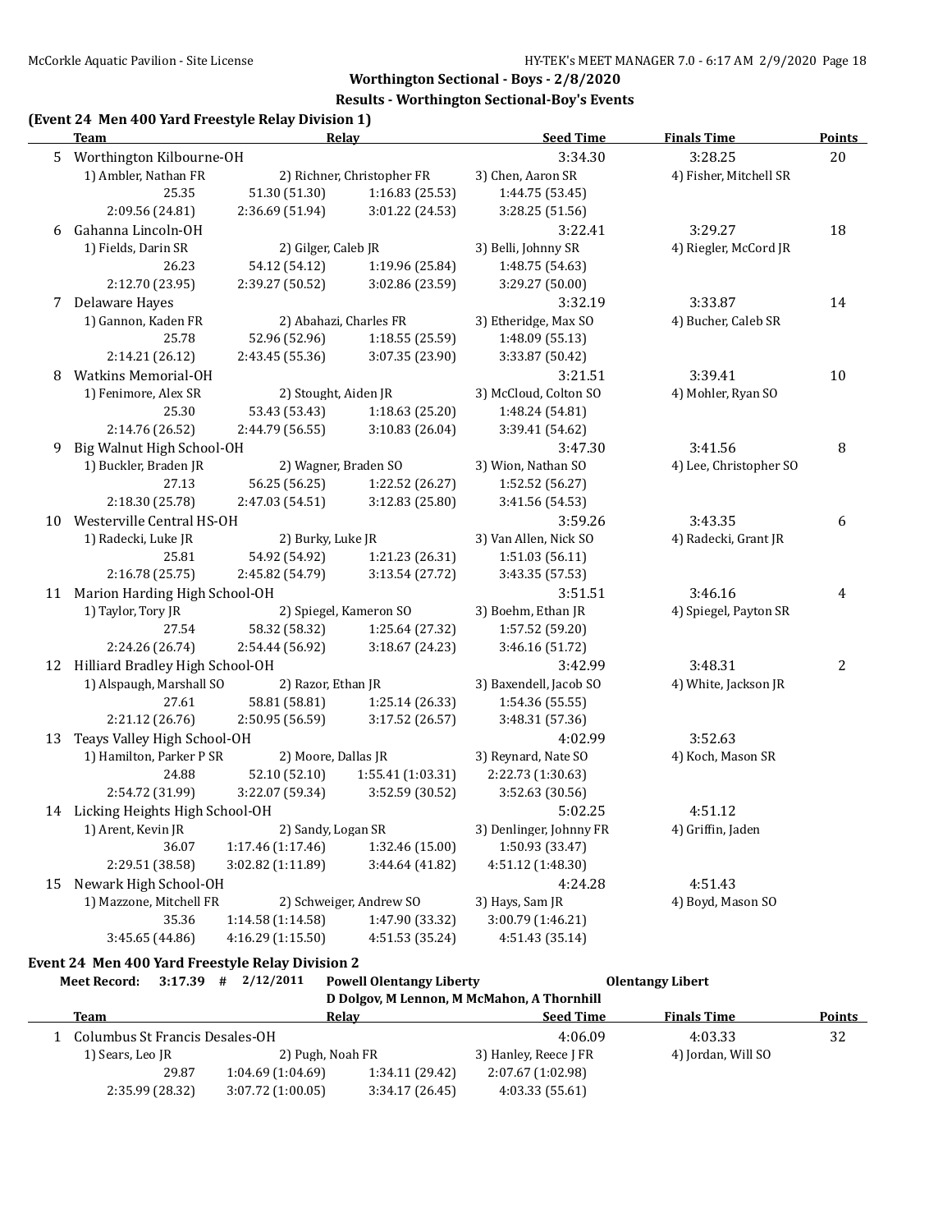**Worthington Sectional - Boys - 2/8/2020**

**Results - Worthington Sectional-Boy's Events**

### (Event 24 Men 400 Yard Freestyle Relay Division 1)

| | Team | Relay | | Seed Time | Finals Time | Points |
|---|---|---|---|---|---|---|
| 5 | Worthington Kilbourne-OH | | | 3:34.30 | 3:28.25 | 20 |
| | 1) Ambler, Nathan FR | 2) Richner, Christopher FR | | 3) Chen, Aaron SR | 4) Fisher, Mitchell SR | |
| | 25.35 | 51.30 (51.30) | 1:16.83 (25.53) | 1:44.75 (53.45) | | |
| | 2:09.56 (24.81) | 2:36.69 (51.94) | 3:01.22 (24.53) | 3:28.25 (51.56) | | |
| 6 | Gahanna Lincoln-OH | | | 3:22.41 | 3:29.27 | 18 |
| | 1) Fields, Darin SR | 2) Gilger, Caleb JR | | 3) Belli, Johnny SR | 4) Riegler, McCord JR | |
| | 26.23 | 54.12 (54.12) | 1:19.96 (25.84) | 1:48.75 (54.63) | | |
| | 2:12.70 (23.95) | 2:39.27 (50.52) | 3:02.86 (23.59) | 3:29.27 (50.00) | | |
| 7 | Delaware Hayes | | | 3:32.19 | 3:33.87 | 14 |
| | 1) Gannon, Kaden FR | 2) Abahazi, Charles FR | | 3) Etheridge, Max SO | 4) Bucher, Caleb SR | |
| | 25.78 | 52.96 (52.96) | 1:18.55 (25.59) | 1:48.09 (55.13) | | |
| | 2:14.21 (26.12) | 2:43.45 (55.36) | 3:07.35 (23.90) | 3:33.87 (50.42) | | |
| 8 | Watkins Memorial-OH | | | 3:21.51 | 3:39.41 | 10 |
| | 1) Fenimore, Alex SR | 2) Stought, Aiden JR | | 3) McCloud, Colton SO | 4) Mohler, Ryan SO | |
| | 25.30 | 53.43 (53.43) | 1:18.63 (25.20) | 1:48.24 (54.81) | | |
| | 2:14.76 (26.52) | 2:44.79 (56.55) | 3:10.83 (26.04) | 3:39.41 (54.62) | | |
| 9 | Big Walnut High School-OH | | | 3:47.30 | 3:41.56 | 8 |
| | 1) Buckler, Braden JR | 2) Wagner, Braden SO | | 3) Wion, Nathan SO | 4) Lee, Christopher SO | |
| | 27.13 | 56.25 (56.25) | 1:22.52 (26.27) | 1:52.52 (56.27) | | |
| | 2:18.30 (25.78) | 2:47.03 (54.51) | 3:12.83 (25.80) | 3:41.56 (54.53) | | |
| 10 | Westerville Central HS-OH | | | 3:59.26 | 3:43.35 | 6 |
| | 1) Radecki, Luke JR | 2) Burky, Luke JR | | 3) Van Allen, Nick SO | 4) Radecki, Grant JR | |
| | 25.81 | 54.92 (54.92) | 1:21.23 (26.31) | 1:51.03 (56.11) | | |
| | 2:16.78 (25.75) | 2:45.82 (54.79) | 3:13.54 (27.72) | 3:43.35 (57.53) | | |
| 11 | Marion Harding High School-OH | | | 3:51.51 | 3:46.16 | 4 |
| | 1) Taylor, Tory JR | 2) Spiegel, Kameron SO | | 3) Boehm, Ethan JR | 4) Spiegel, Payton SR | |
| | 27.54 | 58.32 (58.32) | 1:25.64 (27.32) | 1:57.52 (59.20) | | |
| | 2:24.26 (26.74) | 2:54.44 (56.92) | 3:18.67 (24.23) | 3:46.16 (51.72) | | |
| 12 | Hilliard Bradley High School-OH | | | 3:42.99 | 3:48.31 | 2 |
| | 1) Alspaugh, Marshall SO | 2) Razor, Ethan JR | | 3) Baxendell, Jacob SO | 4) White, Jackson JR | |
| | 27.61 | 58.81 (58.81) | 1:25.14 (26.33) | 1:54.36 (55.55) | | |
| | 2:21.12 (26.76) | 2:50.95 (56.59) | 3:17.52 (26.57) | 3:48.31 (57.36) | | |
| 13 | Teays Valley High School-OH | | | 4:02.99 | 3:52.63 | |
| | 1) Hamilton, Parker P SR | 2) Moore, Dallas JR | | 3) Reynard, Nate SO | 4) Koch, Mason SR | |
| | 24.88 | 52.10 (52.10) | 1:55.41 (1:03.31) | 2:22.73 (1:30.63) | | |
| | 2:54.72 (31.99) | 3:22.07 (59.34) | 3:52.59 (30.52) | 3:52.63 (30.56) | | |
| 14 | Licking Heights High School-OH | | | 5:02.25 | 4:51.12 | |
| | 1) Arent, Kevin JR | 2) Sandy, Logan SR | | 3) Denlinger, Johnny FR | 4) Griffin, Jaden | |
| | 36.07 | 1:17.46 (1:17.46) | 1:32.46 (15.00) | 1:50.93 (33.47) | | |
| | 2:29.51 (38.58) | 3:02.82 (1:11.89) | 3:44.64 (41.82) | 4:51.12 (1:48.30) | | |
| 15 | Newark High School-OH | | | 4:24.28 | 4:51.43 | |
| | 1) Mazzone, Mitchell FR | 2) Schweiger, Andrew SO | | 3) Hays, Sam JR | 4) Boyd, Mason SO | |
| | 35.36 | 1:14.58 (1:14.58) | 1:47.90 (33.32) | 3:00.79 (1:46.21) | | |
| | 3:45.65 (44.86) | 4:16.29 (1:15.50) | 4:51.53 (35.24) | 4:51.43 (35.14) | | |

### Event 24 Men 400 Yard Freestyle Relay Division 2

**Meet Record:** 3:17.39 # 2/12/2011 **Powell Olentangy Liberty** **Olentangy Libert**

**D Dolgov, M Lennon, M McMahon, A Thornhill**

| | Team | Relay | | Seed Time | Finals Time | Points |
|---|---|---|---|---|---|---|
| 1 | Columbus St Francis Desales-OH | | | 4:06.09 | 4:03.33 | 32 |
| | 1) Sears, Leo JR | 2) Pugh, Noah FR | | 3) Hanley, Reece J FR | 4) Jordan, Will SO | |
| | 29.87 | 1:04.69 (1:04.69) | 1:34.11 (29.42) | 2:07.67 (1:02.98) | | |
| | 2:35.99 (28.32) | 3:07.72 (1:00.05) | 3:34.17 (26.45) | 4:03.33 (55.61) | | |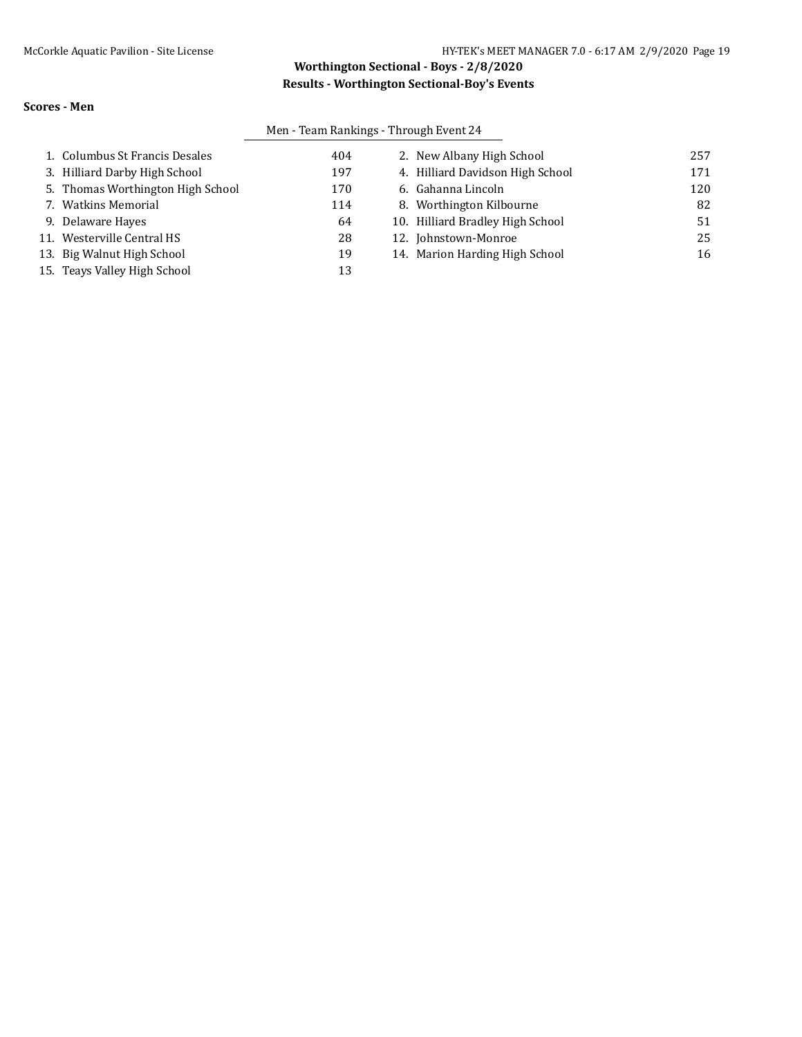### Worthington Sectional - Boys - 2/8/2020

### Results - Worthington Sectional-Boy's Events

**Scores - Men**

Men - Team Rankings - Through Event 24

| | | | |
|---|---|---|---|
| 1. Columbus St Francis Desales | 404 | 2. New Albany High School | 257 |
| 3. Hilliard Darby High School | 197 | 4. Hilliard Davidson High School | 171 |
| 5. Thomas Worthington High School | 170 | 6. Gahanna Lincoln | 120 |
| 7. Watkins Memorial | 114 | 8. Worthington Kilbourne | 82 |
| 9. Delaware Hayes | 64 | 10. Hilliard Bradley High School | 51 |
| 11. Westerville Central HS | 28 | 12. Johnstown-Monroe | 25 |
| 13. Big Walnut High School | 19 | 14. Marion Harding High School | 16 |
| 15. Teays Valley High School | 13 | | |